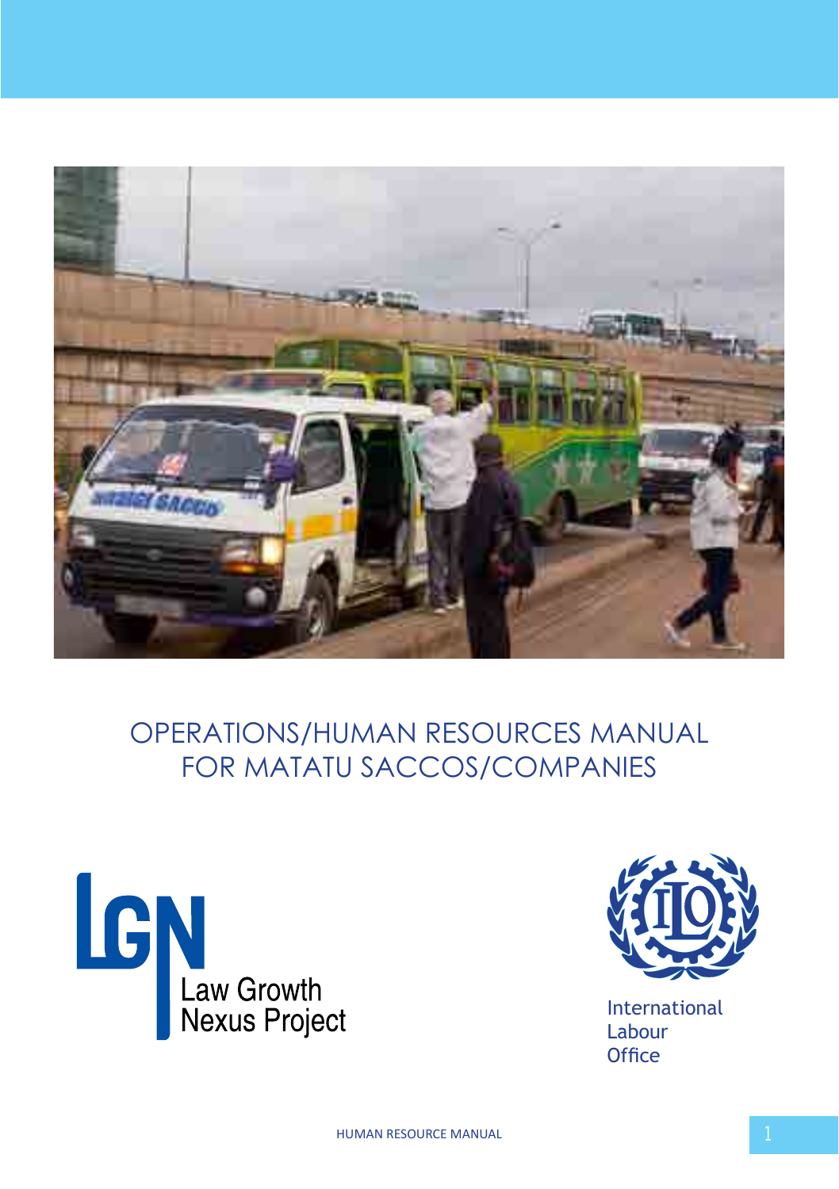# OPERATIONS/HUMAN RESOURCES MANUAL FOR MATATU SACCOS/COMPANIES

LGN
Law Growth Nexus Project

International Labour Office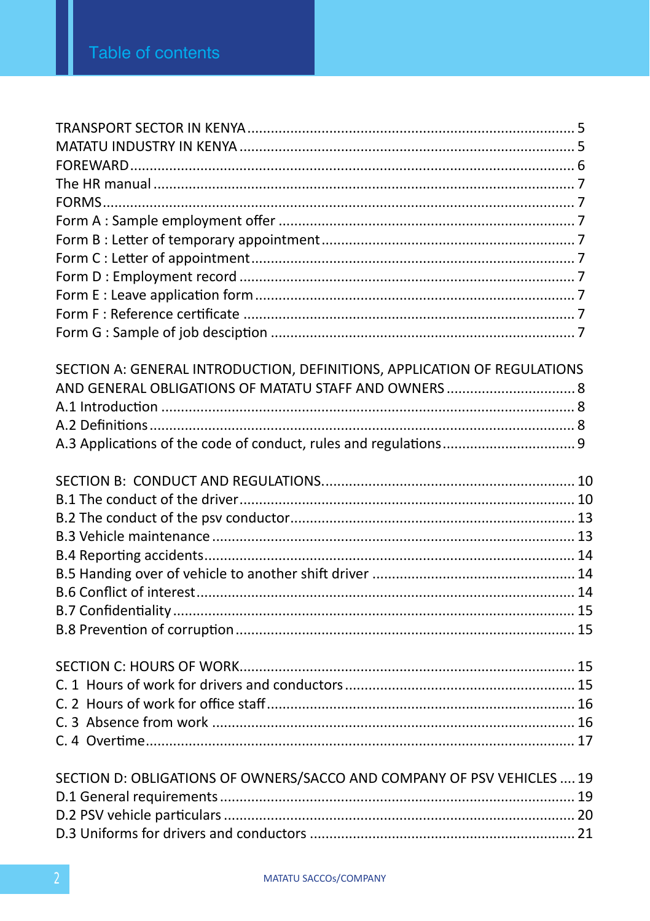# Table of contents

TRANSPORT SECTOR IN KENYA ........ 5
MATATU INDUSTRY IN KENYA ........ 5
FOREWARD ........ 6
The HR manual ........ 7
FORMS ........ 7
Form A : Sample employment offer ........ 7
Form B : Letter of temporary appointment ........ 7
Form C : Letter of appointment ........ 7
Form D : Employment record ........ 7
Form E : Leave application form ........ 7
Form F : Reference certificate ........ 7
Form G : Sample of job desciption ........ 7

SECTION A: GENERAL INTRODUCTION, DEFINITIONS, APPLICATION OF REGULATIONS AND GENERAL OBLIGATIONS OF MATATU STAFF AND OWNERS ........ 8
A.1 Introduction ........ 8
A.2 Definitions ........ 8
A.3 Applications of the code of conduct, rules and regulations ........ 9

SECTION B: CONDUCT AND REGULATIONS ........ 10
B.1 The conduct of the driver ........ 10
B.2 The conduct of the psv conductor ........ 13
B.3 Vehicle maintenance ........ 13
B.4 Reporting accidents ........ 14
B.5 Handing over of vehicle to another shift driver ........ 14
B.6 Conflict of interest ........ 14
B.7 Confidentiality ........ 15
B.8 Prevention of corruption ........ 15

SECTION C: HOURS OF WORK ........ 15
C. 1 Hours of work for drivers and conductors ........ 15
C. 2 Hours of work for office staff ........ 16
C. 3 Absence from work ........ 16
C. 4 Overtime ........ 17

SECTION D: OBLIGATIONS OF OWNERS/SACCO AND COMPANY OF PSV VEHICLES ........ 19
D.1 General requirements ........ 19
D.2 PSV vehicle particulars ........ 20
D.3 Uniforms for drivers and conductors ........ 21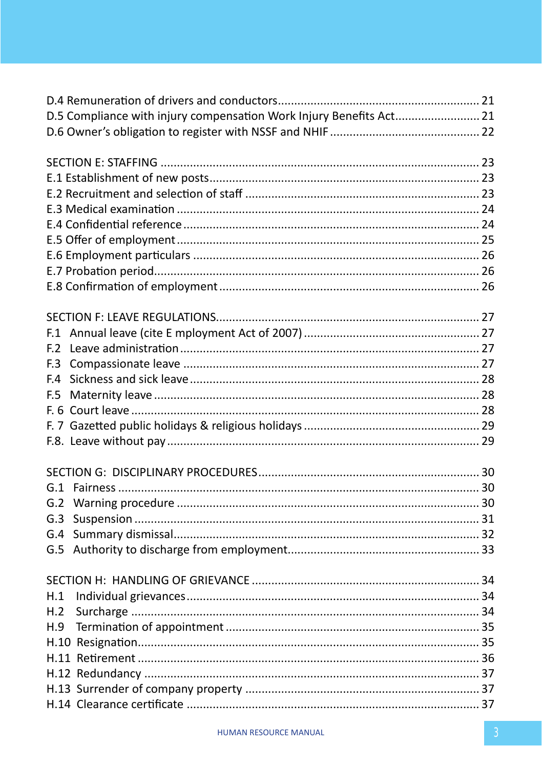D.4 Remuneration of drivers and conductors ... 21
D.5 Compliance with injury compensation Work Injury Benefits Act ... 21
D.6 Owner's obligation to register with NSSF and NHIF ... 22

SECTION E: STAFFING ... 23
E.1 Establishment of new posts ... 23
E.2 Recruitment and selection of staff ... 23
E.3 Medical examination ... 24
E.4 Confidential reference ... 24
E.5 Offer of employment ... 25
E.6 Employment particulars ... 26
E.7 Probation period ... 26
E.8 Confirmation of employment ... 26

SECTION F: LEAVE REGULATIONS ... 27
F.1 Annual leave (cite E mployment Act of 2007) ... 27
F.2 Leave administration ... 27
F.3 Compassionate leave ... 27
F.4 Sickness and sick leave ... 28
F.5 Maternity leave ... 28
F. 6 Court leave ... 28
F. 7 Gazetted public holidays & religious holidays ... 29
F.8. Leave without pay ... 29

SECTION G: DISCIPLINARY PROCEDURES ... 30
G.1 Fairness ... 30
G.2 Warning procedure ... 30
G.3 Suspension ... 31
G.4 Summary dismissal ... 32
G.5 Authority to discharge from employment ... 33

SECTION H: HANDLING OF GRIEVANCE ... 34
H.1 Individual grievances ... 34
H.2 Surcharge ... 34
H.9 Termination of appointment ... 35
H.10 Resignation ... 35
H.11 Retirement ... 36
H.12 Redundancy ... 37
H.13 Surrender of company property ... 37
H.14 Clearance certificate ... 37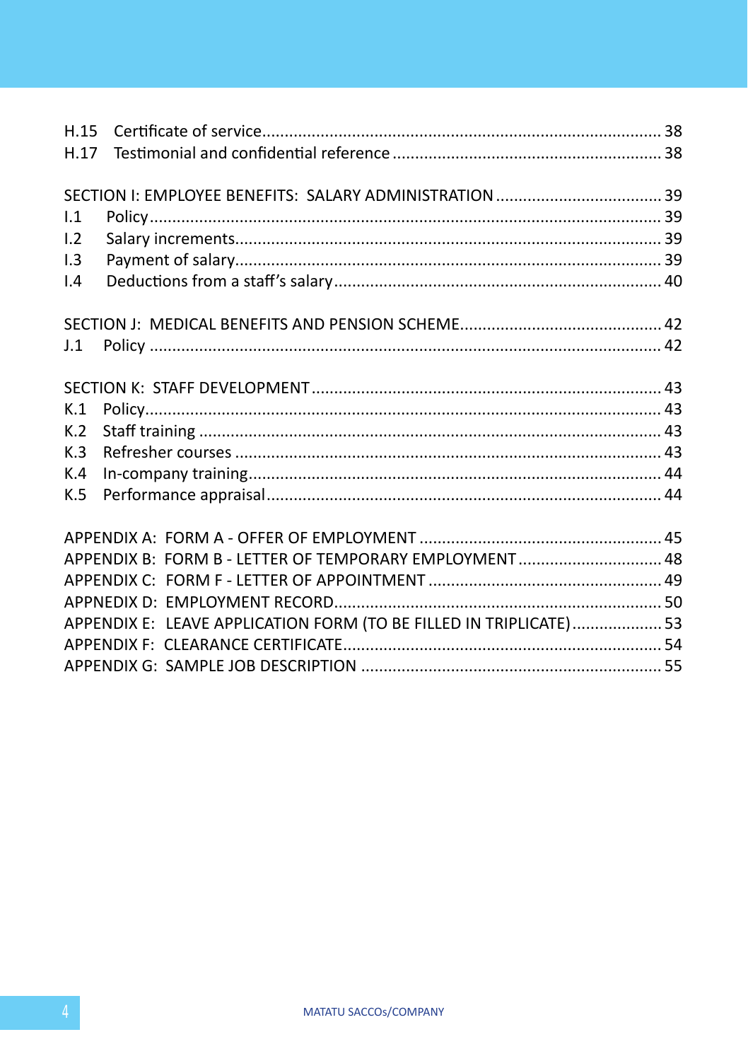H.15 Certificate of service........................................................................................ 38
H.17 Testimonial and confidential reference ........................................................... 38

SECTION I: EMPLOYEE BENEFITS: SALARY ADMINISTRATION ..................................... 39
I.1 Policy................................................................................................................. 39
I.2 Salary increments............................................................................................. 39
I.3 Payment of salary.............................................................................................. 39
I.4 Deductions from a staff's salary........................................................................ 40

SECTION J: MEDICAL BENEFITS AND PENSION SCHEME............................................ 42
J.1 Policy ................................................................................................................ 42

SECTION K: STAFF DEVELOPMENT ............................................................................. 43
K.1 Policy................................................................................................................. 43
K.2 Staff training ..................................................................................................... 43
K.3 Refresher courses ............................................................................................. 43
K.4 In-company training.......................................................................................... 44
K.5 Performance appraisal...................................................................................... 44

APPENDIX A: FORM A - OFFER OF EMPLOYMENT ..................................................... 45
APPENDIX B: FORM B - LETTER OF TEMPORARY EMPLOYMENT ................................ 48
APPENDIX C: FORM F - LETTER OF APPOINTMENT ................................................... 49
APPNEDIX D: EMPLOYMENT RECORD....................................................................... 50
APPENDIX E: LEAVE APPLICATION FORM (TO BE FILLED IN TRIPLICATE).................... 53
APPENDIX F: CLEARANCE CERTIFICATE..................................................................... 54
APPENDIX G: SAMPLE JOB DESCRIPTION .................................................................. 55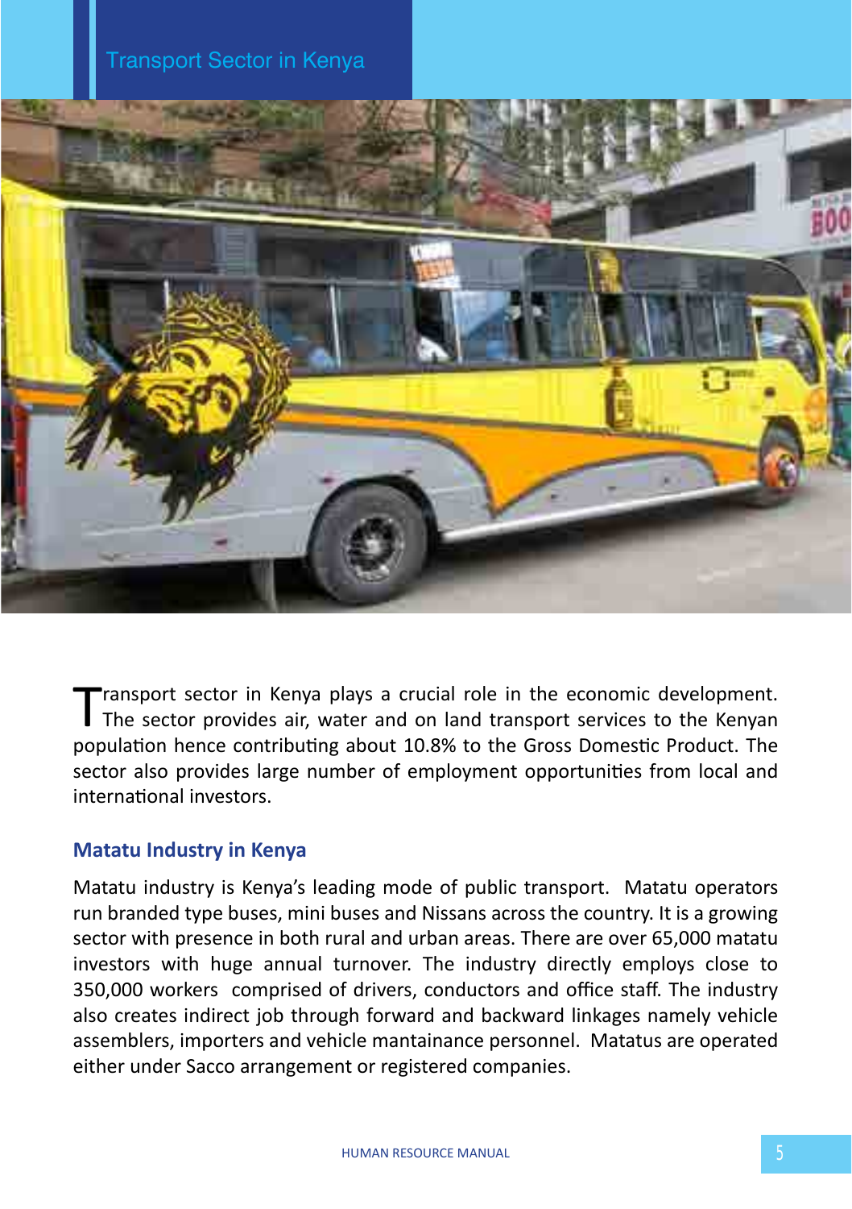# Transport Sector in Kenya

Transport sector in Kenya plays a crucial role in the economic development. The sector provides air, water and on land transport services to the Kenyan population hence contributing about 10.8% to the Gross Domestic Product. The sector also provides large number of employment opportunities from local and international investors.

## Matatu Industry in Kenya

Matatu industry is Kenya's leading mode of public transport. Matatu operators run branded type buses, mini buses and Nissans across the country. It is a growing sector with presence in both rural and urban areas. There are over 65,000 matatu investors with huge annual turnover. The industry directly employs close to 350,000 workers comprised of drivers, conductors and office staff. The industry also creates indirect job through forward and backward linkages namely vehicle assemblers, importers and vehicle mantainance personnel. Matatus are operated either under Sacco arrangement or registered companies.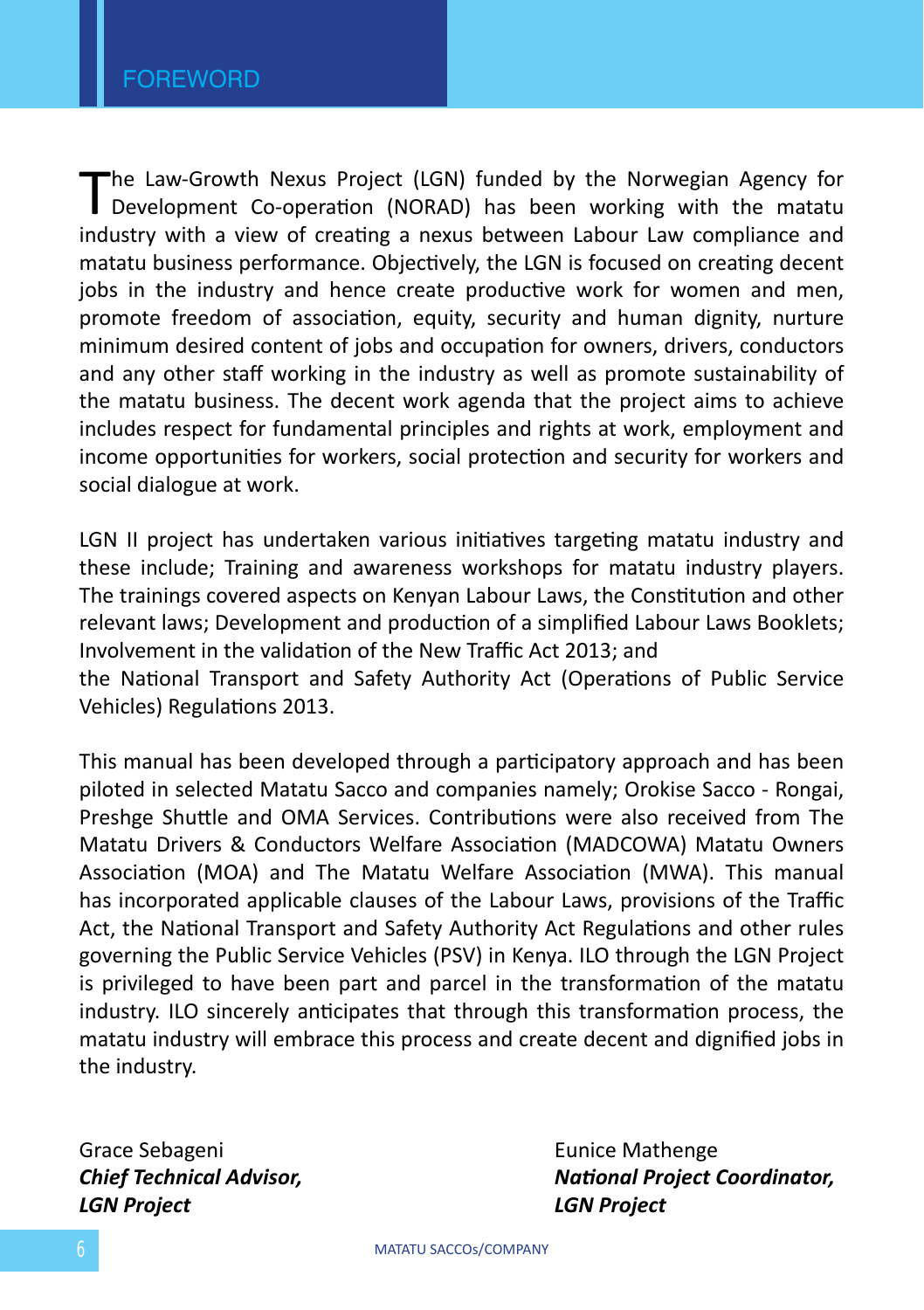# FOREWORD

The Law-Growth Nexus Project (LGN) funded by the Norwegian Agency for Development Co-operation (NORAD) has been working with the matatu industry with a view of creating a nexus between Labour Law compliance and matatu business performance. Objectively, the LGN is focused on creating decent jobs in the industry and hence create productive work for women and men, promote freedom of association, equity, security and human dignity, nurture minimum desired content of jobs and occupation for owners, drivers, conductors and any other staff working in the industry as well as promote sustainability of the matatu business. The decent work agenda that the project aims to achieve includes respect for fundamental principles and rights at work, employment and income opportunities for workers, social protection and security for workers and social dialogue at work.

LGN II project has undertaken various initiatives targeting matatu industry and these include; Training and awareness workshops for matatu industry players. The trainings covered aspects on Kenyan Labour Laws, the Constitution and other relevant laws; Development and production of a simplified Labour Laws Booklets; Involvement in the validation of the New Traffic Act 2013; and
the National Transport and Safety Authority Act (Operations of Public Service Vehicles) Regulations 2013.

This manual has been developed through a participatory approach and has been piloted in selected Matatu Sacco and companies namely; Orokise Sacco - Rongai, Preshge Shuttle and OMA Services. Contributions were also received from The Matatu Drivers & Conductors Welfare Association (MADCOWA) Matatu Owners Association (MOA) and The Matatu Welfare Association (MWA). This manual has incorporated applicable clauses of the Labour Laws, provisions of the Traffic Act, the National Transport and Safety Authority Act Regulations and other rules governing the Public Service Vehicles (PSV) in Kenya. ILO through the LGN Project is privileged to have been part and parcel in the transformation of the matatu industry. ILO sincerely anticipates that through this transformation process, the matatu industry will embrace this process and create decent and dignified jobs in the industry.

Grace Sebageni
***Chief Technical Advisor,***
***LGN Project***

Eunice Mathenge
***National Project Coordinator,***
***LGN Project***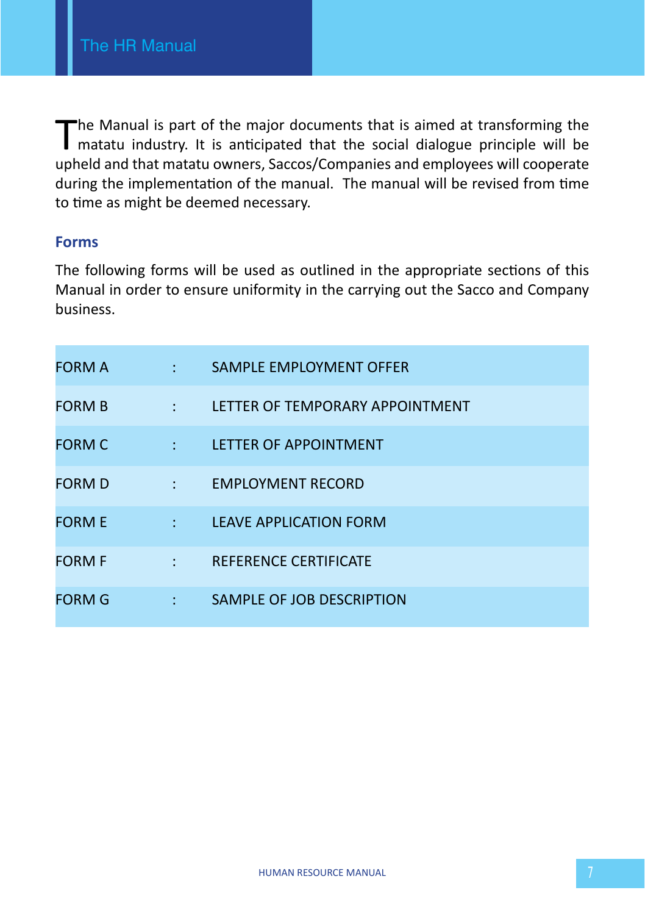The Manual is part of the major documents that is aimed at transforming the matatu industry. It is anticipated that the social dialogue principle will be upheld and that matatu owners, Saccos/Companies and employees will cooperate during the implementation of the manual. The manual will be revised from time to time as might be deemed necessary.

## Forms

The following forms will be used as outlined in the appropriate sections of this Manual in order to ensure uniformity in the carrying out the Sacco and Company business.

| | | |
|---|---|---|
| FORM A | : | SAMPLE EMPLOYMENT OFFER |
| FORM B | : | LETTER OF TEMPORARY APPOINTMENT |
| FORM C | : | LETTER OF APPOINTMENT |
| FORM D | : | EMPLOYMENT RECORD |
| FORM E | : | LEAVE APPLICATION FORM |
| FORM F | : | REFERENCE CERTIFICATE |
| FORM G | : | SAMPLE OF JOB DESCRIPTION |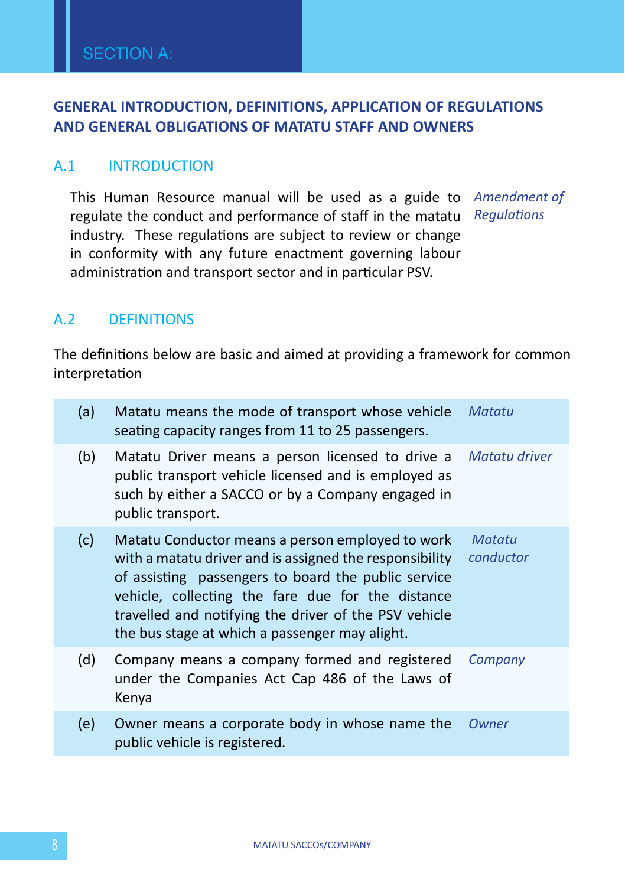# SECTION A:

## GENERAL INTRODUCTION, DEFINITIONS, APPLICATION OF REGULATIONS AND GENERAL OBLIGATIONS OF MATATU STAFF AND OWNERS

### A.1 INTRODUCTION

*Amendment of Regulations*

This Human Resource manual will be used as a guide to regulate the conduct and performance of staff in the matatu industry. These regulations are subject to review or change in conformity with any future enactment governing labour administration and transport sector and in particular PSV.

### A.2 DEFINITIONS

The definitions below are basic and aimed at providing a framework for common interpretation

| | | |
|---|---|---|
| (a) | Matatu means the mode of transport whose vehicle seating capacity ranges from 11 to 25 passengers. | *Matatu* |
| (b) | Matatu Driver means a person licensed to drive a public transport vehicle licensed and is employed as such by either a SACCO or by a Company engaged in public transport. | *Matatu driver* |
| (c) | Matatu Conductor means a person employed to work with a matatu driver and is assigned the responsibility of assisting passengers to board the public service vehicle, collecting the fare due for the distance travelled and notifying the driver of the PSV vehicle the bus stage at which a passenger may alight. | *Matatu conductor* |
| (d) | Company means a company formed and registered under the Companies Act Cap 486 of the Laws of Kenya | *Company* |
| (e) | Owner means a corporate body in whose name the public vehicle is registered. | *Owner* |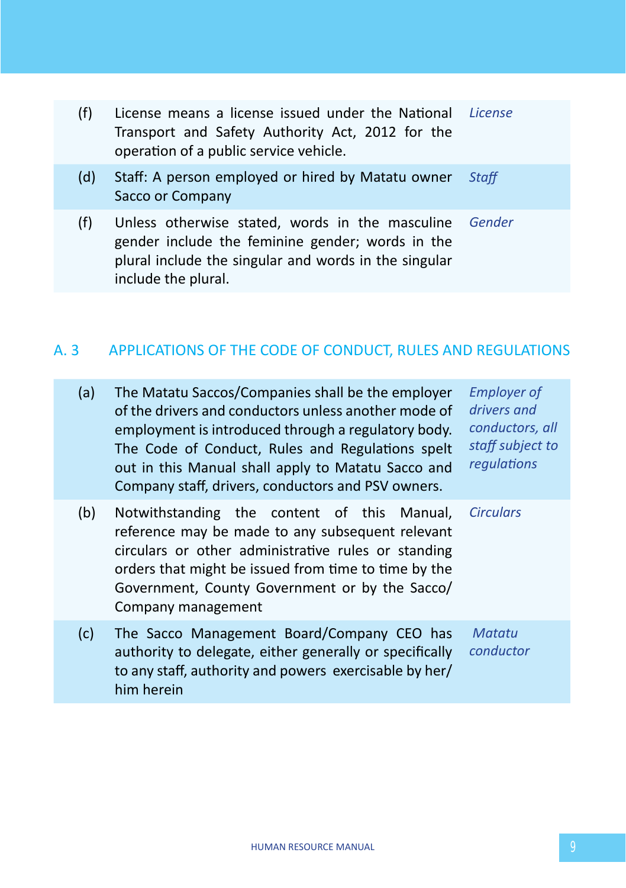| | | |
|---|---|---|
| (f) | License means a license issued under the National Transport and Safety Authority Act, 2012 for the operation of a public service vehicle. | *License* |
| (d) | Staff: A person employed or hired by Matatu owner Sacco or Company | *Staff* |
| (f) | Unless otherwise stated, words in the masculine gender include the feminine gender; words in the plural include the singular and words in the singular include the plural. | *Gender* |

## A. 3 APPLICATIONS OF THE CODE OF CONDUCT, RULES AND REGULATIONS

| | | |
|---|---|---|
| (a) | The Matatu Saccos/Companies shall be the employer of the drivers and conductors unless another mode of employment is introduced through a regulatory body. The Code of Conduct, Rules and Regulations spelt out in this Manual shall apply to Matatu Sacco and Company staff, drivers, conductors and PSV owners. | *Employer of drivers and conductors, all staff subject to regulations* |
| (b) | Notwithstanding the content of this Manual, reference may be made to any subsequent relevant circulars or other administrative rules or standing orders that might be issued from time to time by the Government, County Government or by the Sacco/ Company management | *Circulars* |
| (c) | The Sacco Management Board/Company CEO has authority to delegate, either generally or specifically to any staff, authority and powers exercisable by her/ him herein | *Matatu conductor* |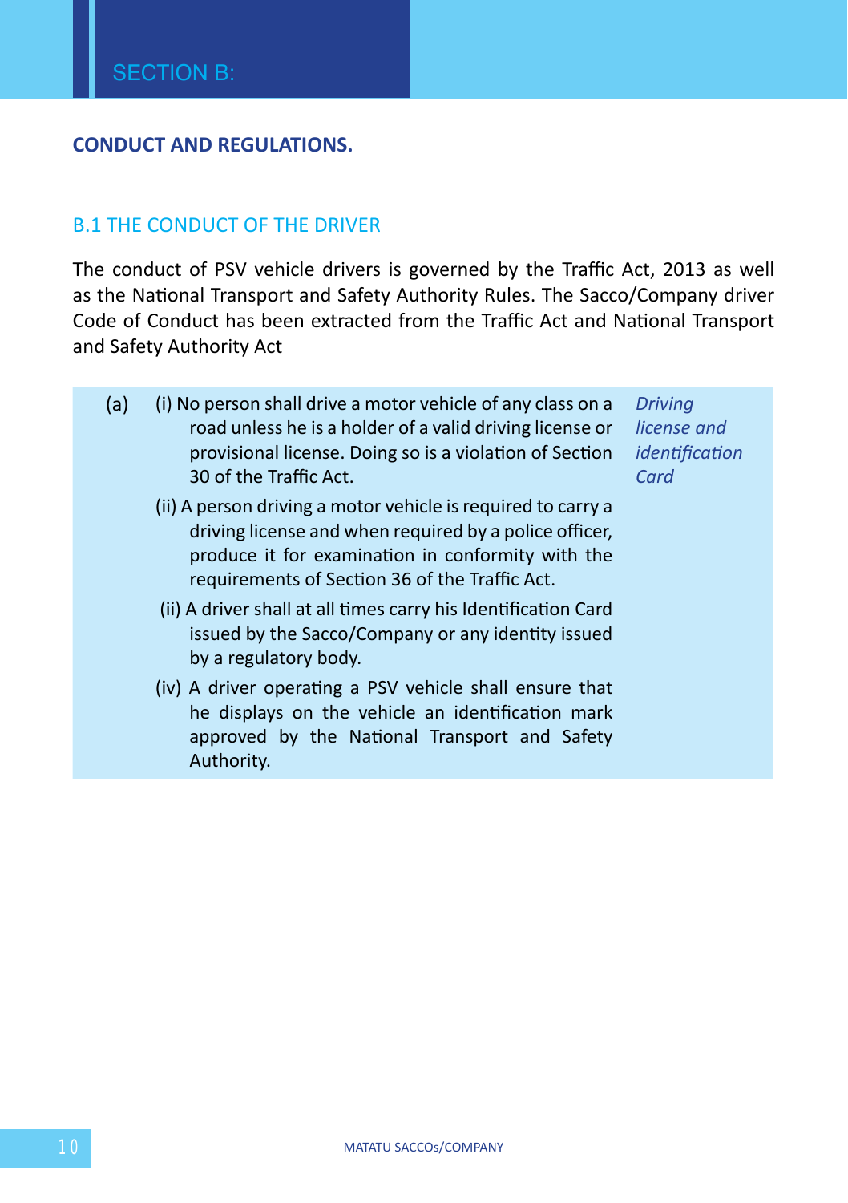# SECTION B:

## CONDUCT AND REGULATIONS.

### B.1 THE CONDUCT OF THE DRIVER

The conduct of PSV vehicle drivers is governed by the Traffic Act, 2013 as well as the National Transport and Safety Authority Rules. The Sacco/Company driver Code of Conduct has been extracted from the Traffic Act and National Transport and Safety Authority Act

(a) *Driving license and identification Card*

(i) No person shall drive a motor vehicle of any class on a road unless he is a holder of a valid driving license or provisional license. Doing so is a violation of Section 30 of the Traffic Act.

(ii) A person driving a motor vehicle is required to carry a driving license and when required by a police officer, produce it for examination in conformity with the requirements of Section 36 of the Traffic Act.

(ii) A driver shall at all times carry his Identification Card issued by the Sacco/Company or any identity issued by a regulatory body.

(iv) A driver operating a PSV vehicle shall ensure that he displays on the vehicle an identification mark approved by the National Transport and Safety Authority.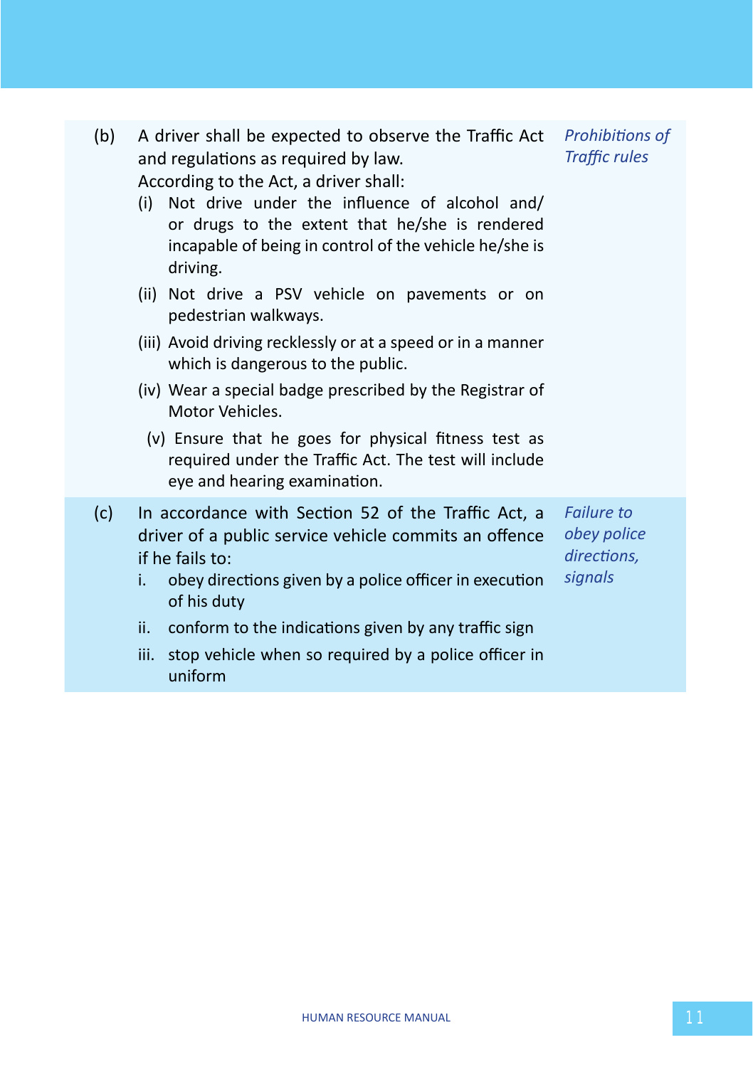(b) A driver shall be expected to observe the Traffic Act and regulations as required by law.

*Prohibitions of Traffic rules*

According to the Act, a driver shall:

(i) Not drive under the influence of alcohol and/ or drugs to the extent that he/she is rendered incapable of being in control of the vehicle he/she is driving.

(ii) Not drive a PSV vehicle on pavements or on pedestrian walkways.

(iii) Avoid driving recklessly or at a speed or in a manner which is dangerous to the public.

(iv) Wear a special badge prescribed by the Registrar of Motor Vehicles.

(v) Ensure that he goes for physical fitness test as required under the Traffic Act. The test will include eye and hearing examination.

(c) In accordance with Section 52 of the Traffic Act, a driver of a public service vehicle commits an offence if he fails to:

*Failure to obey police directions, signals*

i. obey directions given by a police officer in execution of his duty

ii. conform to the indications given by any traffic sign

iii. stop vehicle when so required by a police officer in uniform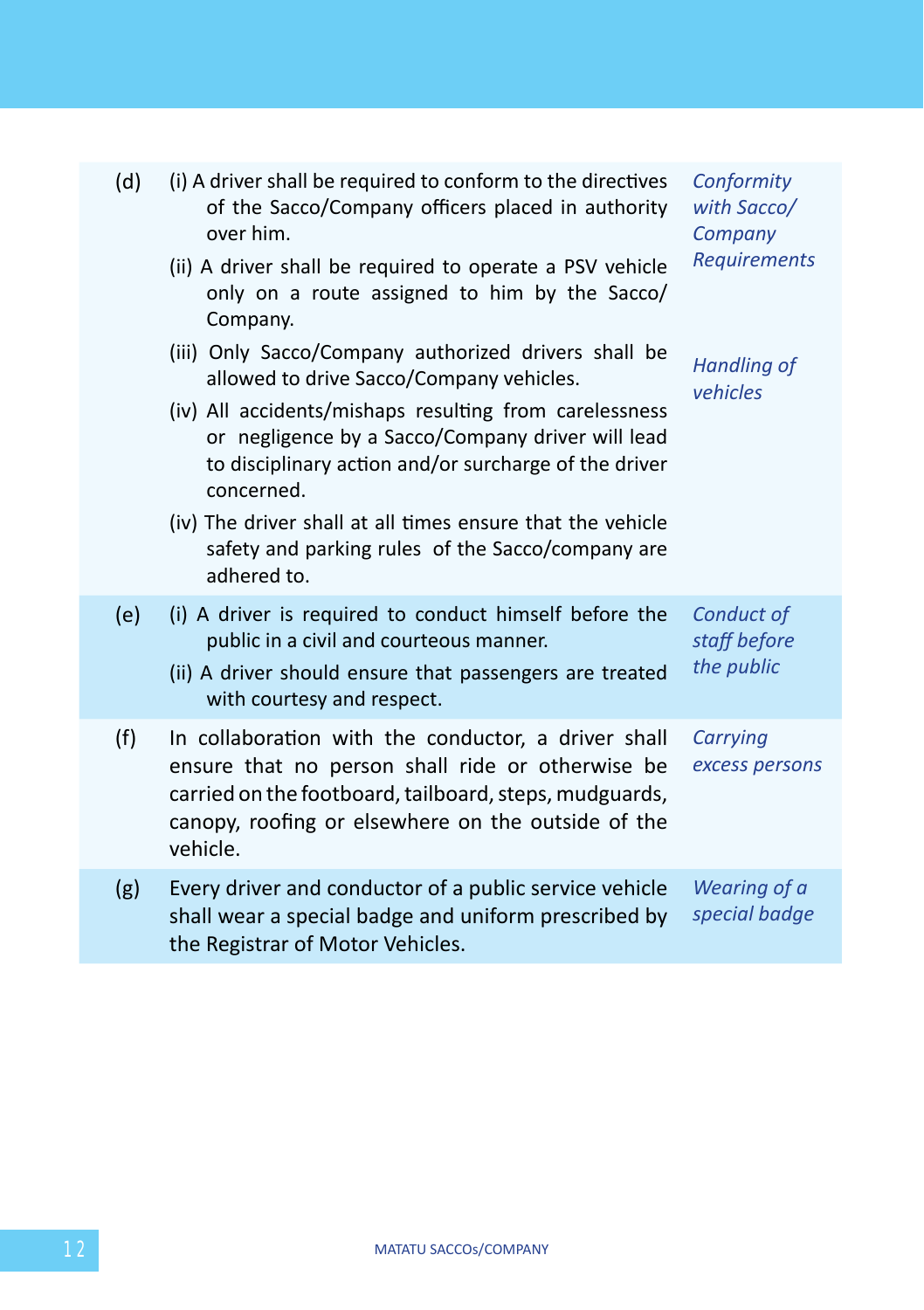| | | |
|---|---|---|
| (d) | (i) A driver shall be required to conform to the directives of the Sacco/Company officers placed in authority over him.<br>(ii) A driver shall be required to operate a PSV vehicle only on a route assigned to him by the Sacco/ Company. | *Conformity with Sacco/ Company Requirements* |
| | (iii) Only Sacco/Company authorized drivers shall be allowed to drive Sacco/Company vehicles.<br>(iv) All accidents/mishaps resulting from carelessness or negligence by a Sacco/Company driver will lead to disciplinary action and/or surcharge of the driver concerned.<br>(iv) The driver shall at all times ensure that the vehicle safety and parking rules of the Sacco/company are adhered to. | *Handling of vehicles* |
| (e) | (i) A driver is required to conduct himself before the public in a civil and courteous manner.<br>(ii) A driver should ensure that passengers are treated with courtesy and respect. | *Conduct of staff before the public* |
| (f) | In collaboration with the conductor, a driver shall ensure that no person shall ride or otherwise be carried on the footboard, tailboard, steps, mudguards, canopy, roofing or elsewhere on the outside of the vehicle. | *Carrying excess persons* |
| (g) | Every driver and conductor of a public service vehicle shall wear a special badge and uniform prescribed by the Registrar of Motor Vehicles. | *Wearing of a special badge* |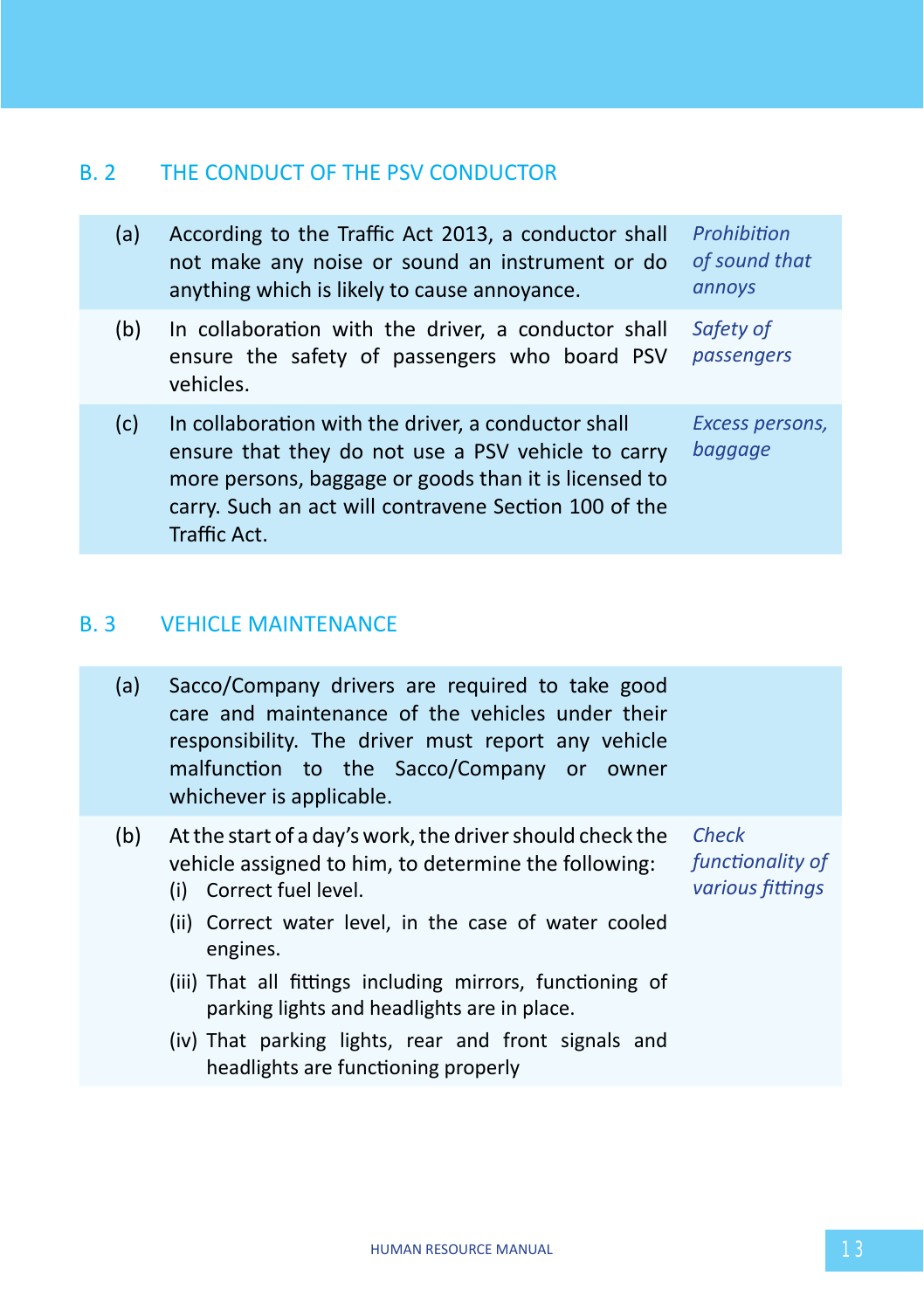## B. 2 THE CONDUCT OF THE PSV CONDUCTOR

| | | |
|---|---|---|
| (a) | According to the Traffic Act 2013, a conductor shall not make any noise or sound an instrument or do anything which is likely to cause annoyance. | *Prohibition of sound that annoys* |
| (b) | In collaboration with the driver, a conductor shall ensure the safety of passengers who board PSV vehicles. | *Safety of passengers* |
| (c) | In collaboration with the driver, a conductor shall ensure that they do not use a PSV vehicle to carry more persons, baggage or goods than it is licensed to carry. Such an act will contravene Section 100 of the Traffic Act. | *Excess persons, baggage* |

## B. 3 VEHICLE MAINTENANCE

| | | |
|---|---|---|
| (a) | Sacco/Company drivers are required to take good care and maintenance of the vehicles under their responsibility. The driver must report any vehicle malfunction to the Sacco/Company or owner whichever is applicable. | |
| (b) | At the start of a day's work, the driver should check the vehicle assigned to him, to determine the following:<br>(i) Correct fuel level.<br>(ii) Correct water level, in the case of water cooled engines.<br>(iii) That all fittings including mirrors, functioning of parking lights and headlights are in place.<br>(iv) That parking lights, rear and front signals and headlights are functioning properly | *Check functionality of various fittings* |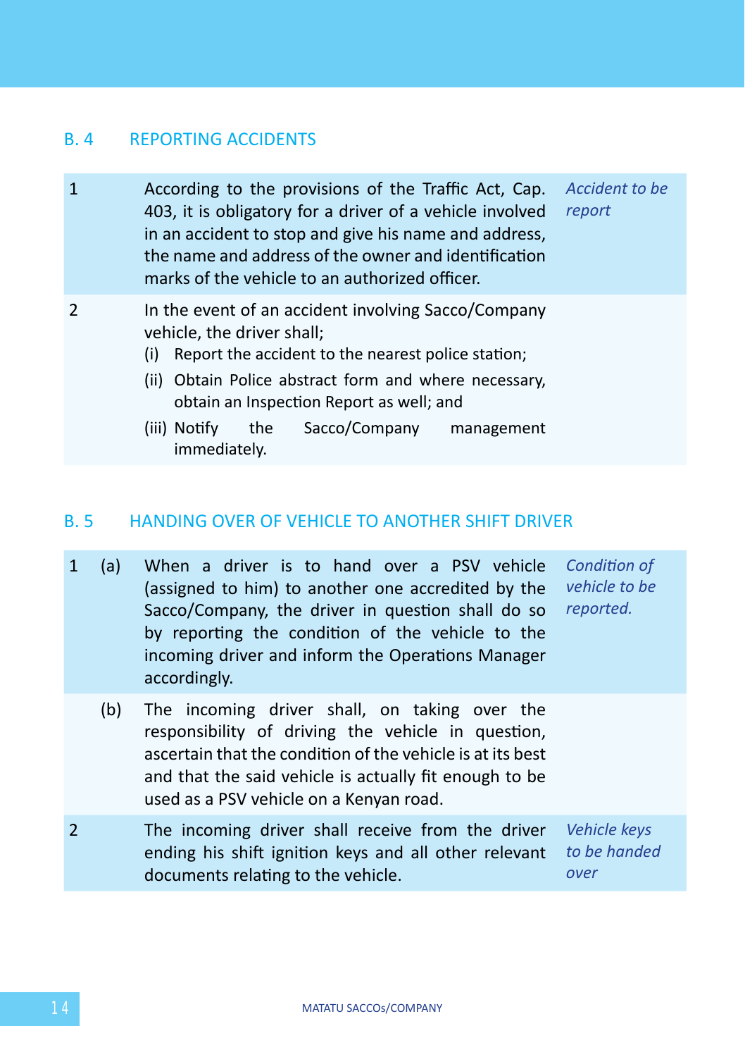## B. 4 REPORTING ACCIDENTS

| | | | |
|---|---|---|---|
| 1 | | According to the provisions of the Traffic Act, Cap. 403, it is obligatory for a driver of a vehicle involved in an accident to stop and give his name and address, the name and address of the owner and identification marks of the vehicle to an authorized officer. | *Accident to be report* |
| 2 | | In the event of an accident involving Sacco/Company vehicle, the driver shall;<br>(i) Report the accident to the nearest police station;<br>(ii) Obtain Police abstract form and where necessary, obtain an Inspection Report as well; and<br>(iii) Notify the Sacco/Company management immediately. | |

## B. 5 HANDING OVER OF VEHICLE TO ANOTHER SHIFT DRIVER

| | | | |
|---|---|---|---|
| 1 | (a) | When a driver is to hand over a PSV vehicle (assigned to him) to another one accredited by the Sacco/Company, the driver in question shall do so by reporting the condition of the vehicle to the incoming driver and inform the Operations Manager accordingly. | *Condition of vehicle to be reported.* |
| | (b) | The incoming driver shall, on taking over the responsibility of driving the vehicle in question, ascertain that the condition of the vehicle is at its best and that the said vehicle is actually fit enough to be used as a PSV vehicle on a Kenyan road. | |
| 2 | | The incoming driver shall receive from the driver ending his shift ignition keys and all other relevant documents relating to the vehicle. | *Vehicle keys to be handed over* |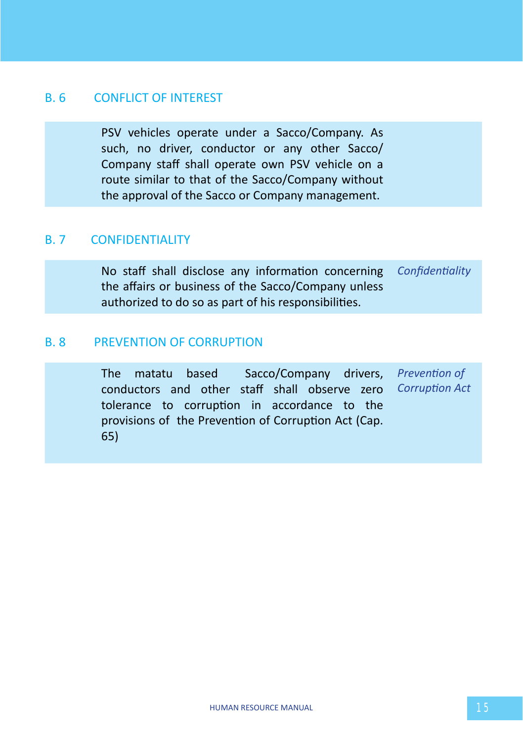## B. 6 CONFLICT OF INTEREST

PSV vehicles operate under a Sacco/Company. As such, no driver, conductor or any other Sacco/ Company staff shall operate own PSV vehicle on a route similar to that of the Sacco/Company without the approval of the Sacco or Company management.

## B. 7 CONFIDENTIALITY

*Confidentiality*

No staff shall disclose any information concerning the affairs or business of the Sacco/Company unless authorized to do so as part of his responsibilities.

## B. 8 PREVENTION OF CORRUPTION

*Prevention of Corruption Act*

The matatu based Sacco/Company drivers, conductors and other staff shall observe zero tolerance to corruption in accordance to the provisions of the Prevention of Corruption Act (Cap. 65)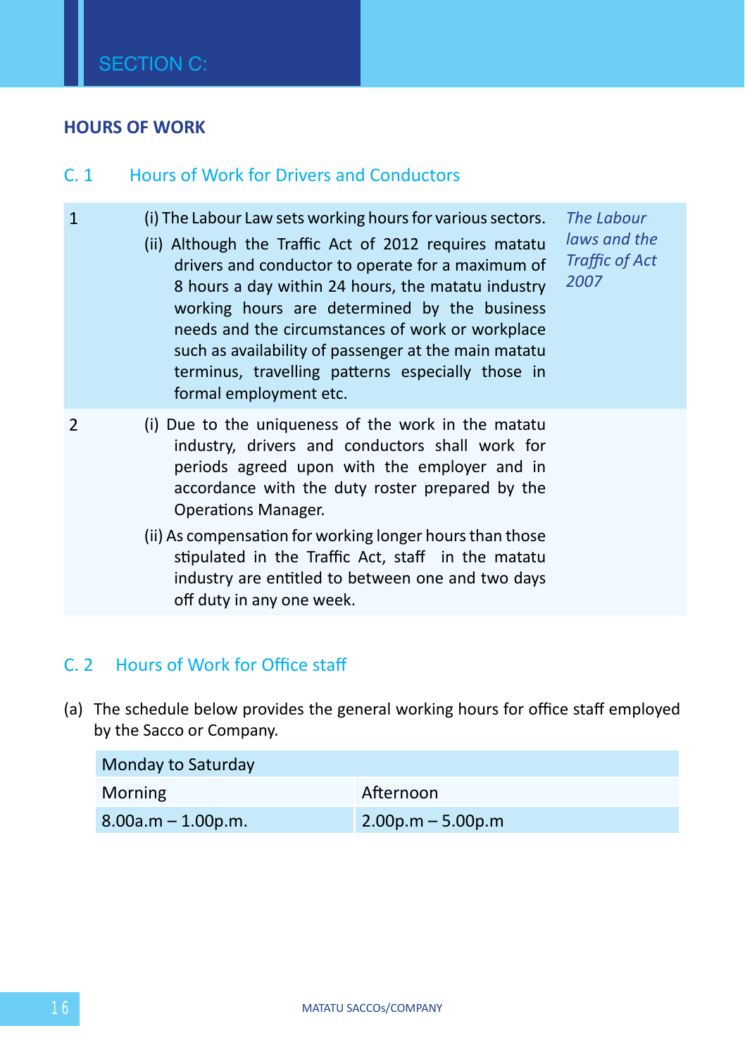# SECTION C:

## HOURS OF WORK

### C. 1 Hours of Work for Drivers and Conductors

| | | |
|---|---|---|
| 1 | (i) The Labour Law sets working hours for various sectors.<br>(ii) Although the Traffic Act of 2012 requires matatu drivers and conductor to operate for a maximum of 8 hours a day within 24 hours, the matatu industry working hours are determined by the business needs and the circumstances of work or workplace such as availability of passenger at the main matatu terminus, travelling patterns especially those in formal employment etc. | *The Labour laws and the Traffic of Act 2007* |
| 2 | (i) Due to the uniqueness of the work in the matatu industry, drivers and conductors shall work for periods agreed upon with the employer and in accordance with the duty roster prepared by the Operations Manager.<br>(ii) As compensation for working longer hours than those stipulated in the Traffic Act, staff in the matatu industry are entitled to between one and two days off duty in any one week. | |

### C. 2 Hours of Work for Office staff

(a) The schedule below provides the general working hours for office staff employed by the Sacco or Company.

| Monday to Saturday | |
|---|---|
| Morning | Afternoon |
| 8.00a.m – 1.00p.m. | 2.00p.m – 5.00p.m |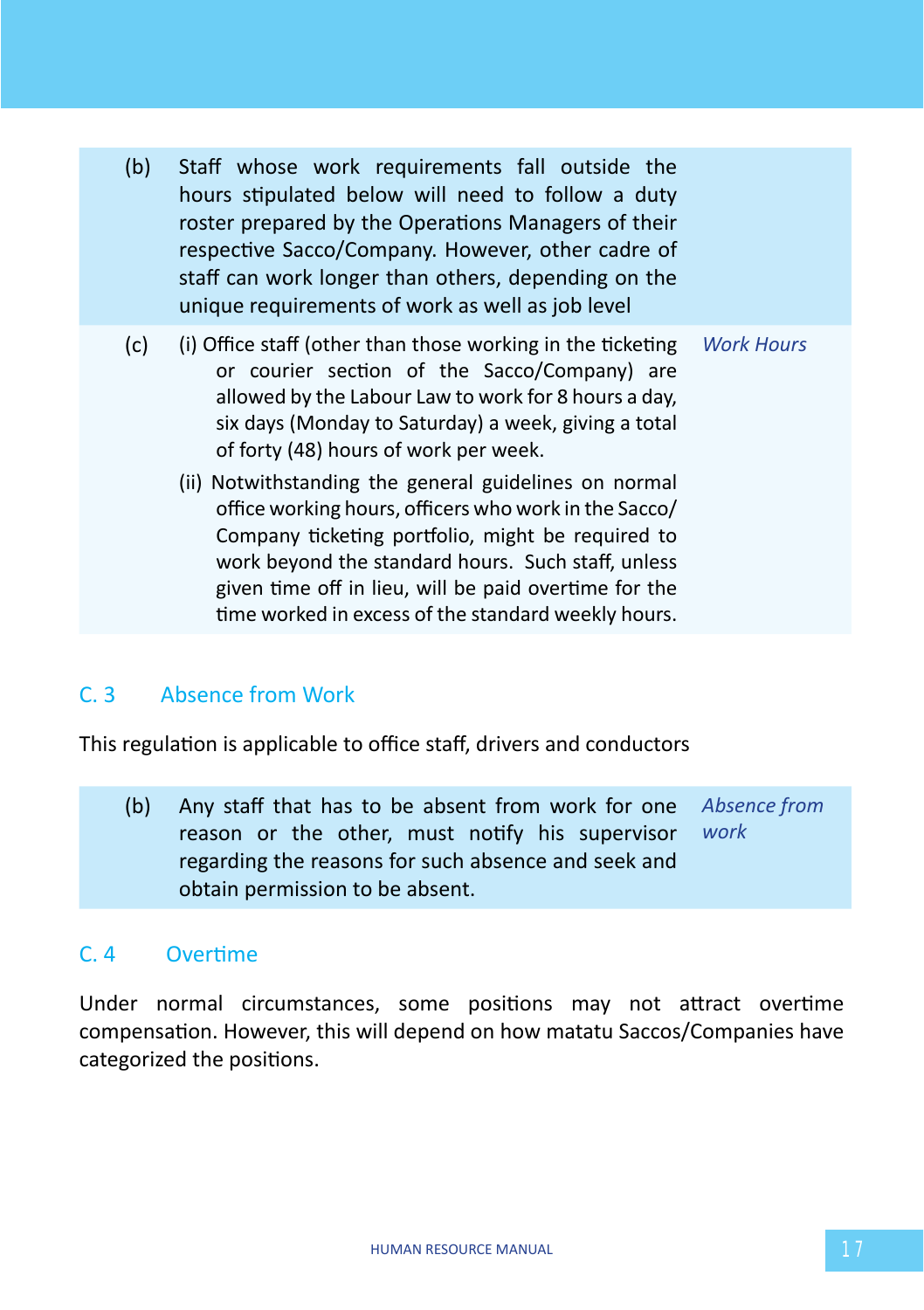(b) Staff whose work requirements fall outside the hours stipulated below will need to follow a duty roster prepared by the Operations Managers of their respective Sacco/Company. However, other cadre of staff can work longer than others, depending on the unique requirements of work as well as job level

(c) *Work Hours*

(i) Office staff (other than those working in the ticketing or courier section of the Sacco/Company) are allowed by the Labour Law to work for 8 hours a day, six days (Monday to Saturday) a week, giving a total of forty (48) hours of work per week.

(ii) Notwithstanding the general guidelines on normal office working hours, officers who work in the Sacco/Company ticketing portfolio, might be required to work beyond the standard hours. Such staff, unless given time off in lieu, will be paid overtime for the time worked in excess of the standard weekly hours.

## C. 3 Absence from Work

This regulation is applicable to office staff, drivers and conductors

(b) *Absence from work*

Any staff that has to be absent from work for one reason or the other, must notify his supervisor regarding the reasons for such absence and seek and obtain permission to be absent.

## C. 4 Overtime

Under normal circumstances, some positions may not attract overtime compensation. However, this will depend on how matatu Saccos/Companies have categorized the positions.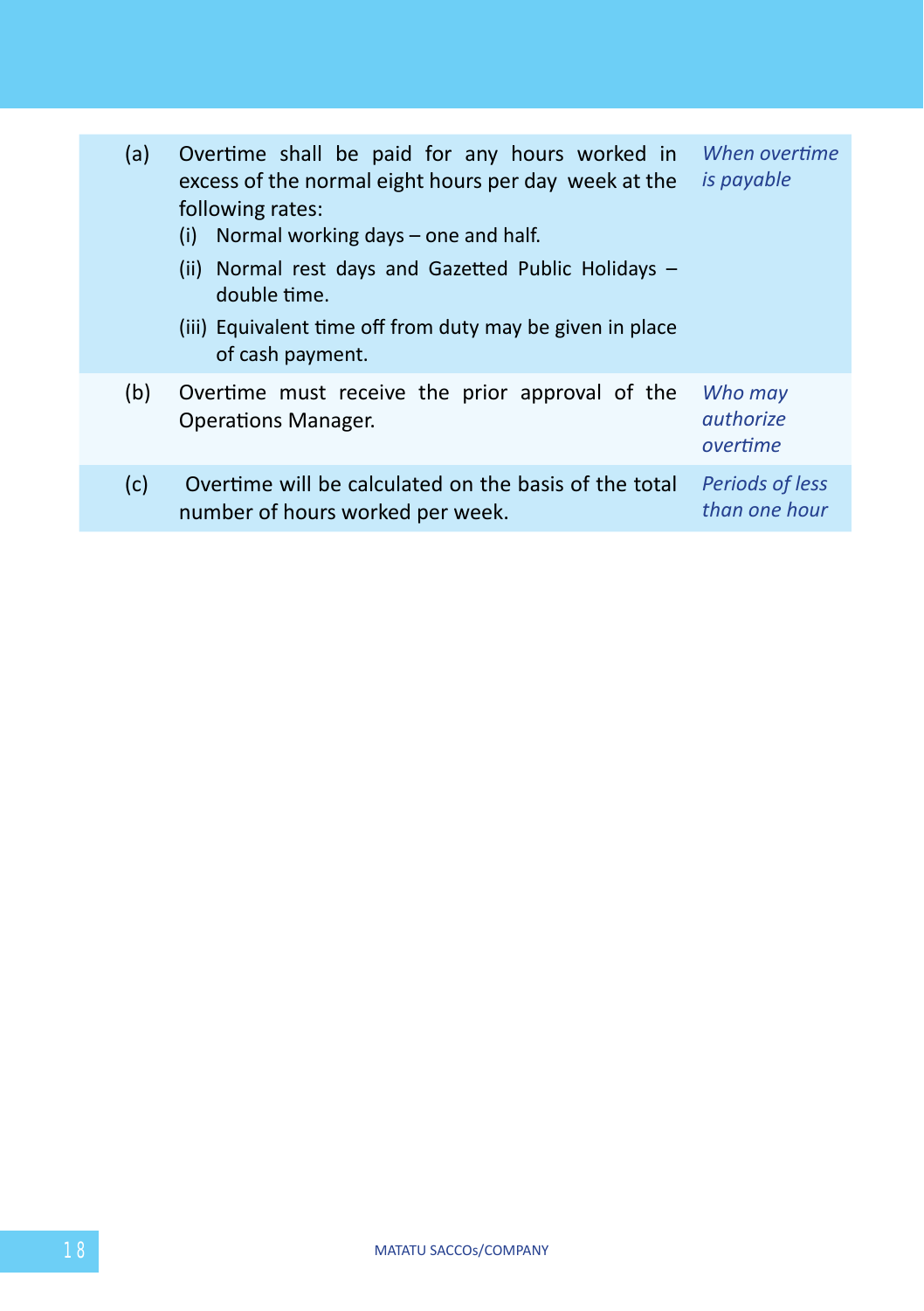| | | |
|---|---|---|
| (a) | Overtime shall be paid for any hours worked in excess of the normal eight hours per day week at the following rates:<br>(i) Normal working days – one and half.<br>(ii) Normal rest days and Gazetted Public Holidays – double time.<br>(iii) Equivalent time off from duty may be given in place of cash payment. | *When overtime is payable* |
| (b) | Overtime must receive the prior approval of the Operations Manager. | *Who may authorize overtime* |
| (c) | Overtime will be calculated on the basis of the total number of hours worked per week. | *Periods of less than one hour* |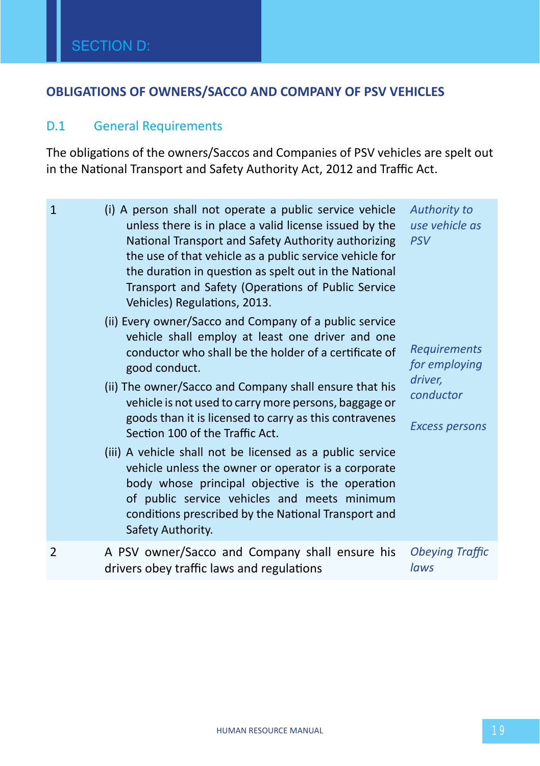# SECTION D:

## OBLIGATIONS OF OWNERS/SACCO AND COMPANY OF PSV VEHICLES

### D.1 General Requirements

The obligations of the owners/Saccos and Companies of PSV vehicles are spelt out in the National Transport and Safety Authority Act, 2012 and Traffic Act.

| | | |
|---|---|---|
| 1 | (i) A person shall not operate a public service vehicle unless there is in place a valid license issued by the National Transport and Safety Authority authorizing the use of that vehicle as a public service vehicle for the duration in question as spelt out in the National Transport and Safety (Operations of Public Service Vehicles) Regulations, 2013. | *Authority to use vehicle as PSV* |
| | (ii) Every owner/Sacco and Company of a public service vehicle shall employ at least one driver and one conductor who shall be the holder of a certificate of good conduct. | *Requirements for employing driver, conductor* |
| | (ii) The owner/Sacco and Company shall ensure that his vehicle is not used to carry more persons, baggage or goods than it is licensed to carry as this contravenes Section 100 of the Traffic Act. | *Excess persons* |
| | (iii) A vehicle shall not be licensed as a public service vehicle unless the owner or operator is a corporate body whose principal objective is the operation of public service vehicles and meets minimum conditions prescribed by the National Transport and Safety Authority. | |
| 2 | A PSV owner/Sacco and Company shall ensure his drivers obey traffic laws and regulations | *Obeying Traffic laws* |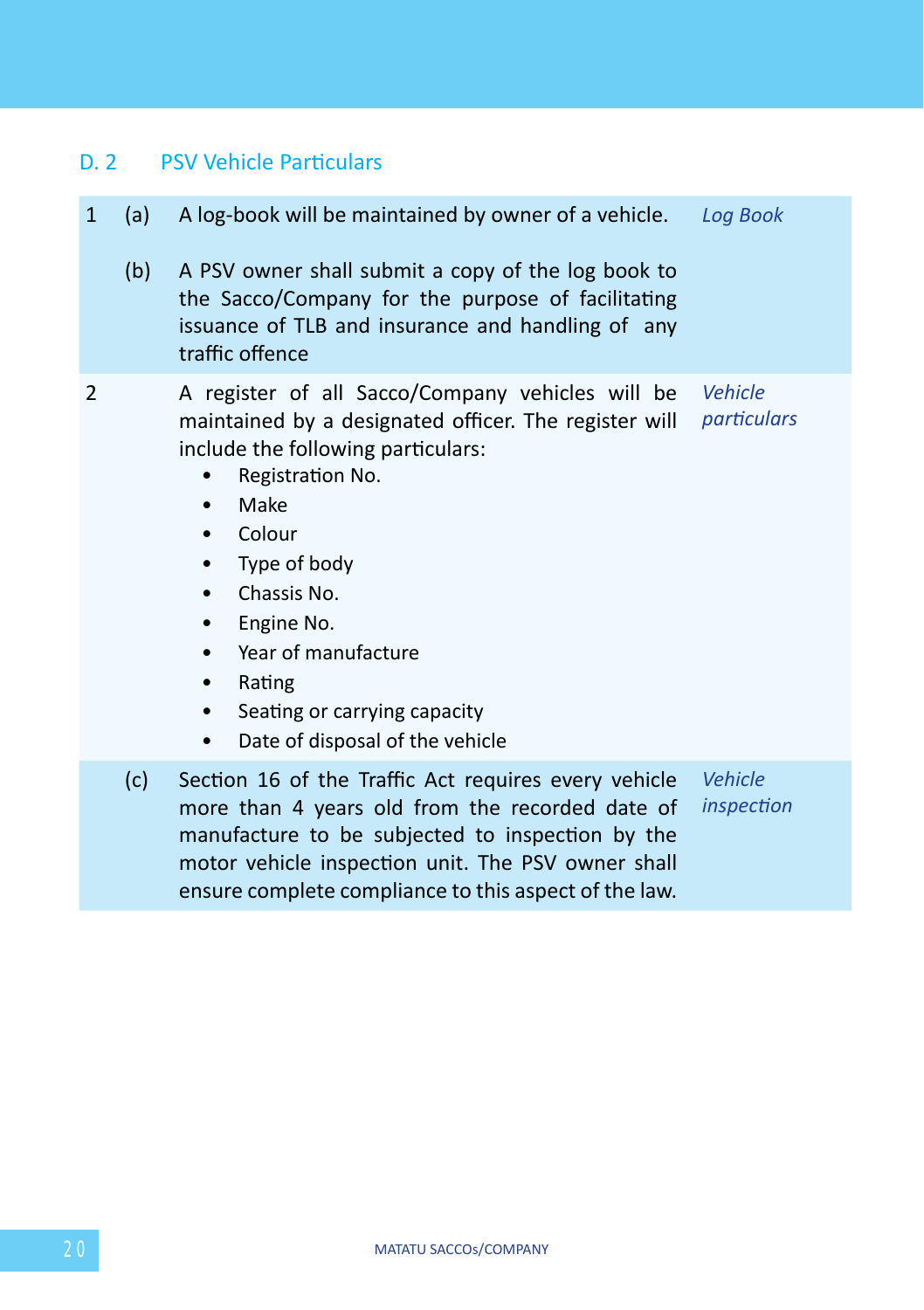## D. 2 PSV Vehicle Particulars

| | | | |
|---|---|---|---|
| 1 | (a) | A log-book will be maintained by owner of a vehicle. | *Log Book* |
| | (b) | A PSV owner shall submit a copy of the log book to the Sacco/Company for the purpose of facilitating issuance of TLB and insurance and handling of any traffic offence | |
| 2 | | A register of all Sacco/Company vehicles will be maintained by a designated officer. The register will include the following particulars:<br>• Registration No.<br>• Make<br>• Colour<br>• Type of body<br>• Chassis No.<br>• Engine No.<br>• Year of manufacture<br>• Rating<br>• Seating or carrying capacity<br>• Date of disposal of the vehicle | *Vehicle particulars* |
| | (c) | Section 16 of the Traffic Act requires every vehicle more than 4 years old from the recorded date of manufacture to be subjected to inspection by the motor vehicle inspection unit. The PSV owner shall ensure complete compliance to this aspect of the law. | *Vehicle inspection* |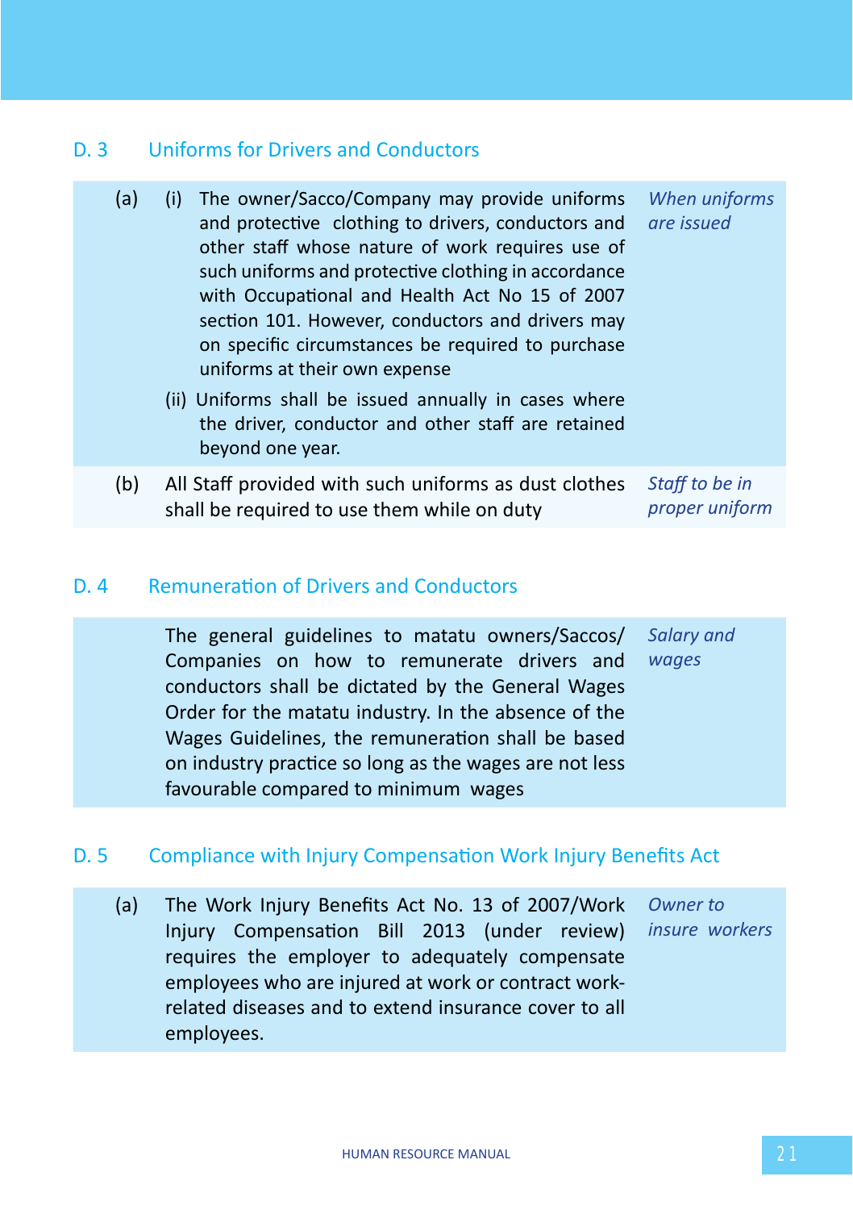## D. 3 Uniforms for Drivers and Conductors

(a) (i) The owner/Sacco/Company may provide uniforms and protective clothing to drivers, conductors and other staff whose nature of work requires use of such uniforms and protective clothing in accordance with Occupational and Health Act No 15 of 2007 section 101. However, conductors and drivers may on specific circumstances be required to purchase uniforms at their own expense

*When uniforms are issued*

(ii) Uniforms shall be issued annually in cases where the driver, conductor and other staff are retained beyond one year.

(b) All Staff provided with such uniforms as dust clothes shall be required to use them while on duty

*Staff to be in proper uniform*

## D. 4 Remuneration of Drivers and Conductors

The general guidelines to matatu owners/Saccos/Companies on how to remunerate drivers and conductors shall be dictated by the General Wages Order for the matatu industry. In the absence of the Wages Guidelines, the remuneration shall be based on industry practice so long as the wages are not less favourable compared to minimum wages

*Salary and wages*

## D. 5 Compliance with Injury Compensation Work Injury Benefits Act

(a) The Work Injury Benefits Act No. 13 of 2007/Work Injury Compensation Bill 2013 (under review) requires the employer to adequately compensate employees who are injured at work or contract work-related diseases and to extend insurance cover to all employees.

*Owner to insure workers*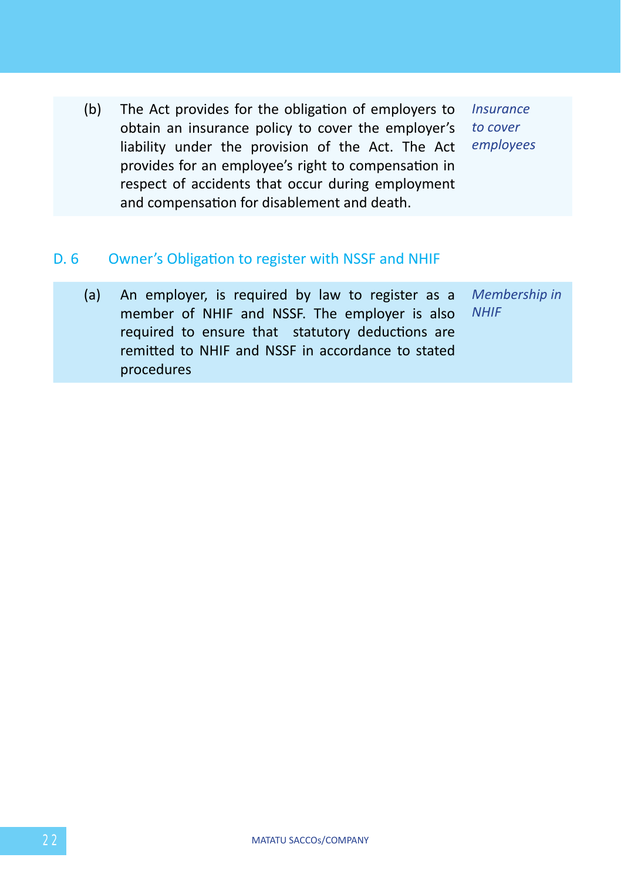(b) The Act provides for the obligation of employers to obtain an insurance policy to cover the employer's liability under the provision of the Act. The Act provides for an employee's right to compensation in respect of accidents that occur during employment and compensation for disablement and death.

*Insurance to cover employees*

## D. 6 Owner's Obligation to register with NSSF and NHIF

(a) An employer, is required by law to register as a member of NHIF and NSSF. The employer is also required to ensure that statutory deductions are remitted to NHIF and NSSF in accordance to stated procedures

*Membership in NHIF*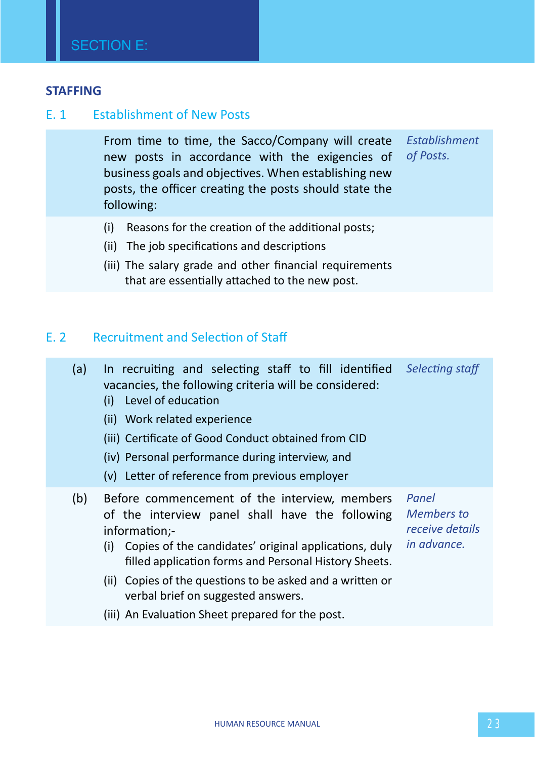# SECTION E:

## STAFFING

### E. 1 Establishment of New Posts

*Establishment of Posts.*

From time to time, the Sacco/Company will create new posts in accordance with the exigencies of business goals and objectives. When establishing new posts, the officer creating the posts should state the following:

(i) Reasons for the creation of the additional posts;

(ii) The job specifications and descriptions

(iii) The salary grade and other financial requirements that are essentially attached to the new post.

### E. 2 Recruitment and Selection of Staff

*Selecting staff*

(a) In recruiting and selecting staff to fill identified vacancies, the following criteria will be considered:

(i) Level of education

(ii) Work related experience

(iii) Certificate of Good Conduct obtained from CID

(iv) Personal performance during interview, and

(v) Letter of reference from previous employer

*Panel Members to receive details in advance.*

(b) Before commencement of the interview, members of the interview panel shall have the following information;-

(i) Copies of the candidates' original applications, duly filled application forms and Personal History Sheets.

(ii) Copies of the questions to be asked and a written or verbal brief on suggested answers.

(iii) An Evaluation Sheet prepared for the post.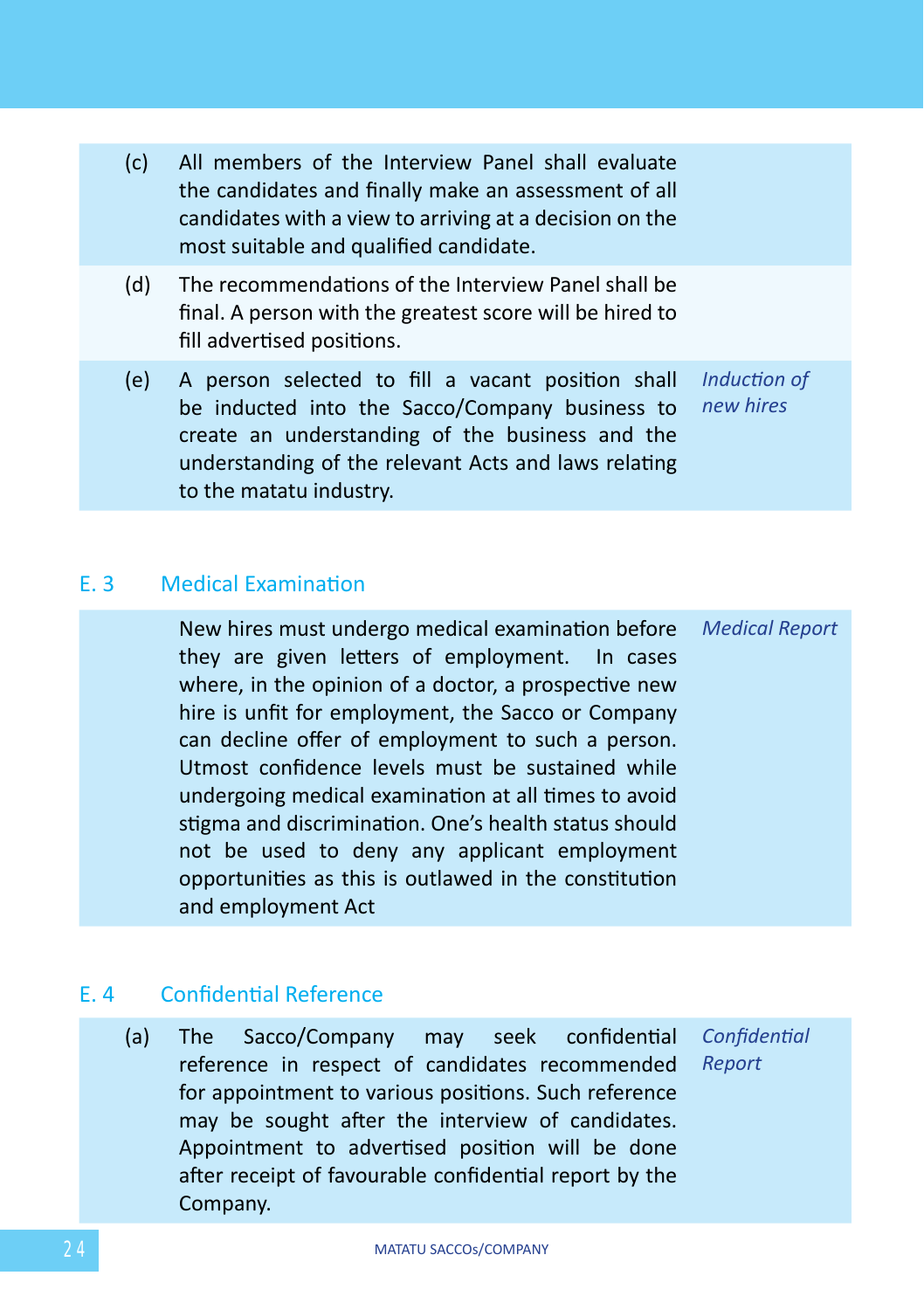(c) All members of the Interview Panel shall evaluate the candidates and finally make an assessment of all candidates with a view to arriving at a decision on the most suitable and qualified candidate.

(d) The recommendations of the Interview Panel shall be final. A person with the greatest score will be hired to fill advertised positions.

(e) A person selected to fill a vacant position shall be inducted into the Sacco/Company business to create an understanding of the business and the understanding of the relevant Acts and laws relating to the matatu industry. *Induction of new hires*

## E. 3 Medical Examination

New hires must undergo medical examination before they are given letters of employment. In cases where, in the opinion of a doctor, a prospective new hire is unfit for employment, the Sacco or Company can decline offer of employment to such a person. Utmost confidence levels must be sustained while undergoing medical examination at all times to avoid stigma and discrimination. One's health status should not be used to deny any applicant employment opportunities as this is outlawed in the constitution and employment Act *Medical Report*

## E. 4 Confidential Reference

(a) The Sacco/Company may seek confidential reference in respect of candidates recommended for appointment to various positions. Such reference may be sought after the interview of candidates. Appointment to advertised position will be done after receipt of favourable confidential report by the Company. *Confidential Report*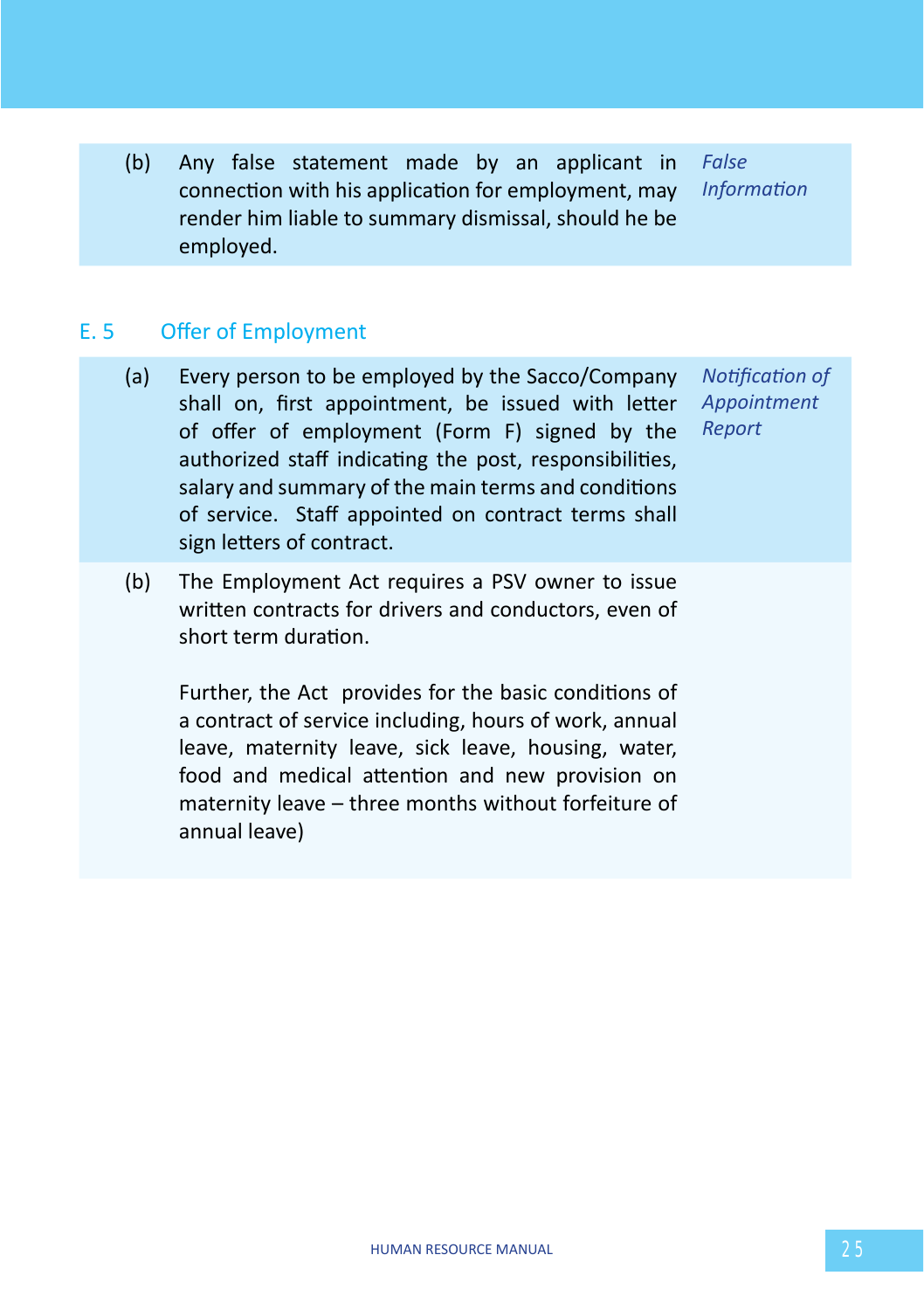(b) Any false statement made by an applicant in connection with his application for employment, may render him liable to summary dismissal, should he be employed. *False Information*

## E. 5 Offer of Employment

(a) Every person to be employed by the Sacco/Company shall on, first appointment, be issued with letter of offer of employment (Form F) signed by the authorized staff indicating the post, responsibilities, salary and summary of the main terms and conditions of service. Staff appointed on contract terms shall sign letters of contract. *Notification of Appointment Report*

(b) The Employment Act requires a PSV owner to issue written contracts for drivers and conductors, even of short term duration.

Further, the Act provides for the basic conditions of a contract of service including, hours of work, annual leave, maternity leave, sick leave, housing, water, food and medical attention and new provision on maternity leave – three months without forfeiture of annual leave)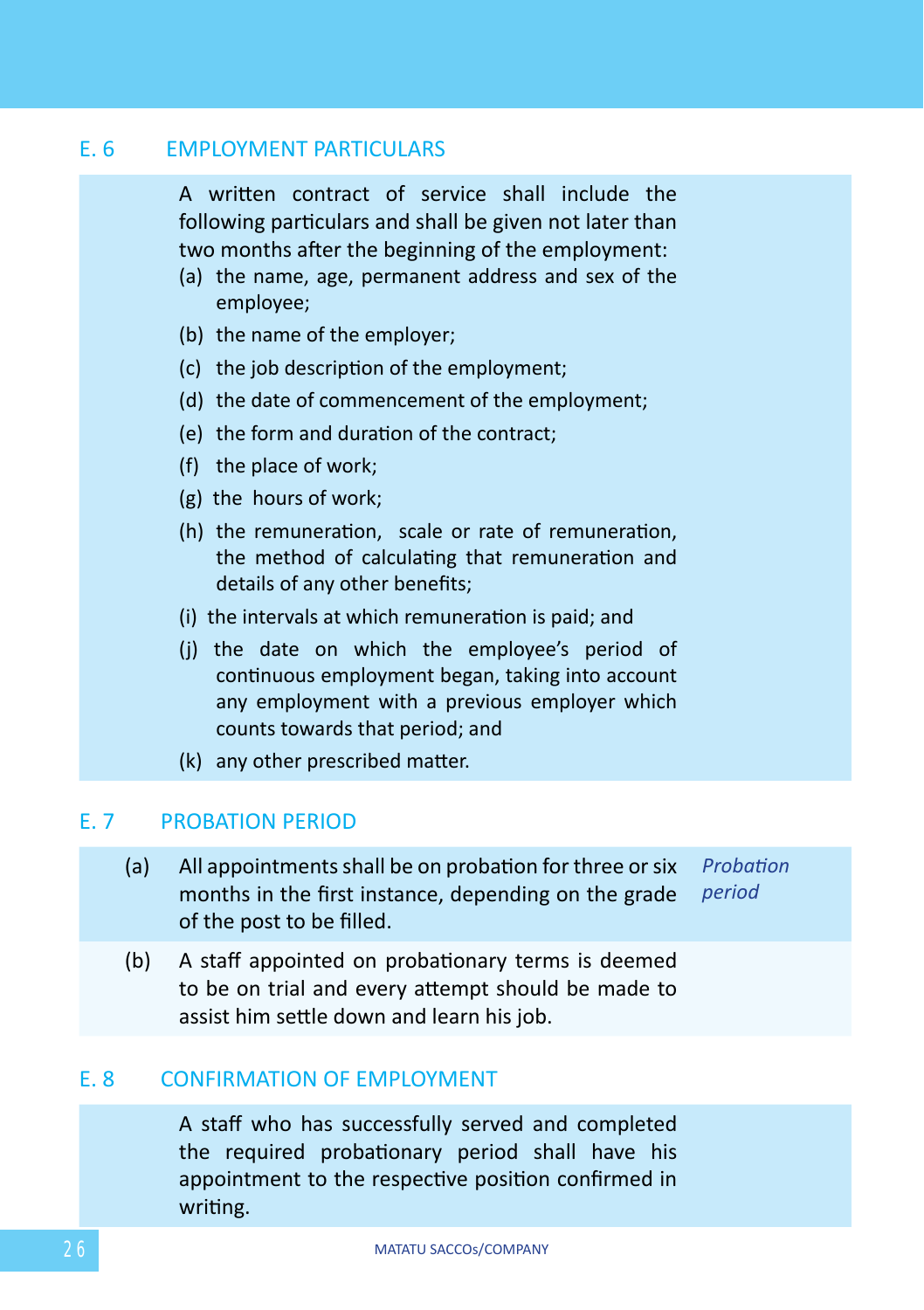## E. 6 EMPLOYMENT PARTICULARS

A written contract of service shall include the following particulars and shall be given not later than two months after the beginning of the employment:

(a) the name, age, permanent address and sex of the employee;

(b) the name of the employer;

(c) the job description of the employment;

(d) the date of commencement of the employment;

(e) the form and duration of the contract;

(f) the place of work;

(g) the hours of work;

(h) the remuneration, scale or rate of remuneration, the method of calculating that remuneration and details of any other benefits;

(i) the intervals at which remuneration is paid; and

(j) the date on which the employee's period of continuous employment began, taking into account any employment with a previous employer which counts towards that period; and

(k) any other prescribed matter.

## E. 7 PROBATION PERIOD

(a) All appointments shall be on probation for three or six months in the first instance, depending on the grade of the post to be filled. *Probation period*

(b) A staff appointed on probationary terms is deemed to be on trial and every attempt should be made to assist him settle down and learn his job.

## E. 8 CONFIRMATION OF EMPLOYMENT

A staff who has successfully served and completed the required probationary period shall have his appointment to the respective position confirmed in writing.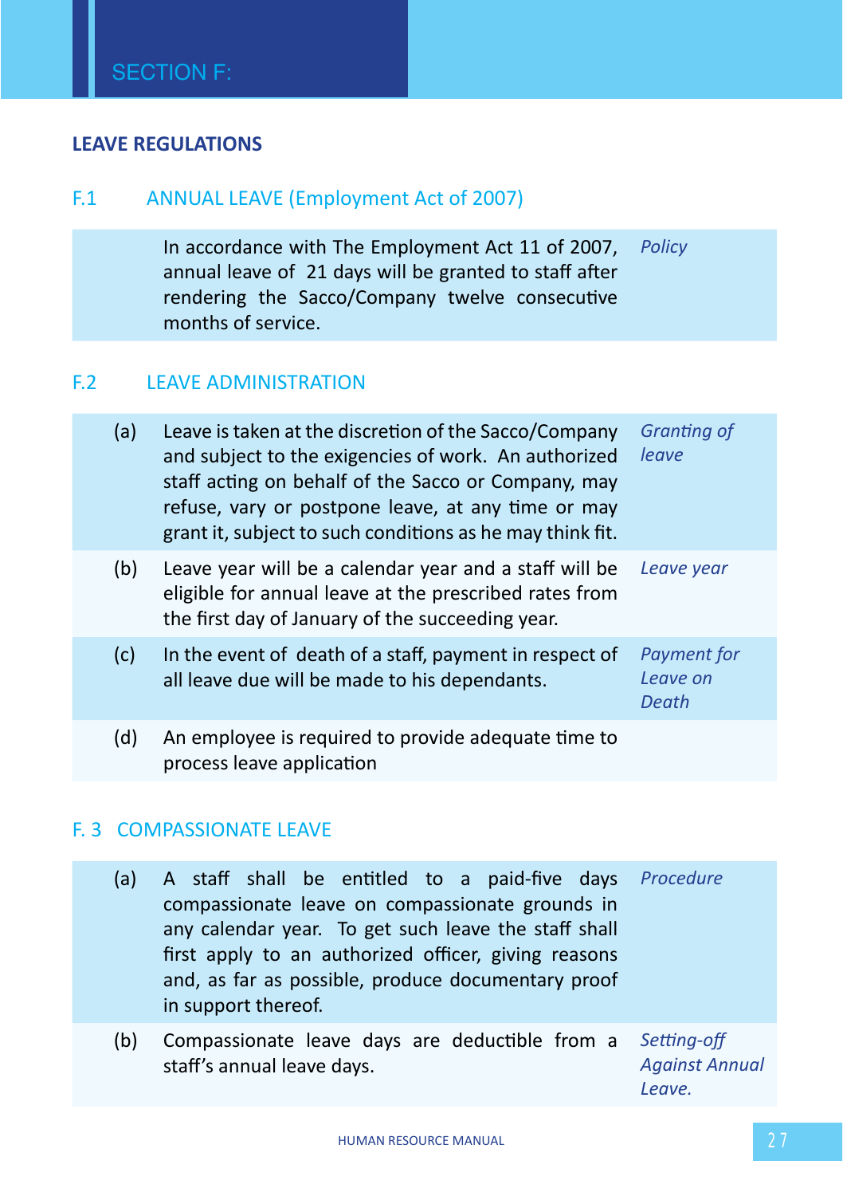## SECTION F:

### LEAVE REGULATIONS

#### F.1 ANNUAL LEAVE (Employment Act of 2007)

| | | |
|---|---|---|
| | In accordance with The Employment Act 11 of 2007, annual leave of 21 days will be granted to staff after rendering the Sacco/Company twelve consecutive months of service. | *Policy* |

#### F.2 LEAVE ADMINISTRATION

| | | |
|---|---|---|
| (a) | Leave is taken at the discretion of the Sacco/Company and subject to the exigencies of work. An authorized staff acting on behalf of the Sacco or Company, may refuse, vary or postpone leave, at any time or may grant it, subject to such conditions as he may think fit. | *Granting of leave* |
| (b) | Leave year will be a calendar year and a staff will be eligible for annual leave at the prescribed rates from the first day of January of the succeeding year. | *Leave year* |
| (c) | In the event of death of a staff, payment in respect of all leave due will be made to his dependants. | *Payment for Leave on Death* |
| (d) | An employee is required to provide adequate time to process leave application | |

#### F. 3 COMPASSIONATE LEAVE

| | | |
|---|---|---|
| (a) | A staff shall be entitled to a paid-five days compassionate leave on compassionate grounds in any calendar year. To get such leave the staff shall first apply to an authorized officer, giving reasons and, as far as possible, produce documentary proof in support thereof. | *Procedure* |
| (b) | Compassionate leave days are deductible from a staff's annual leave days. | *Setting-off Against Annual Leave.* |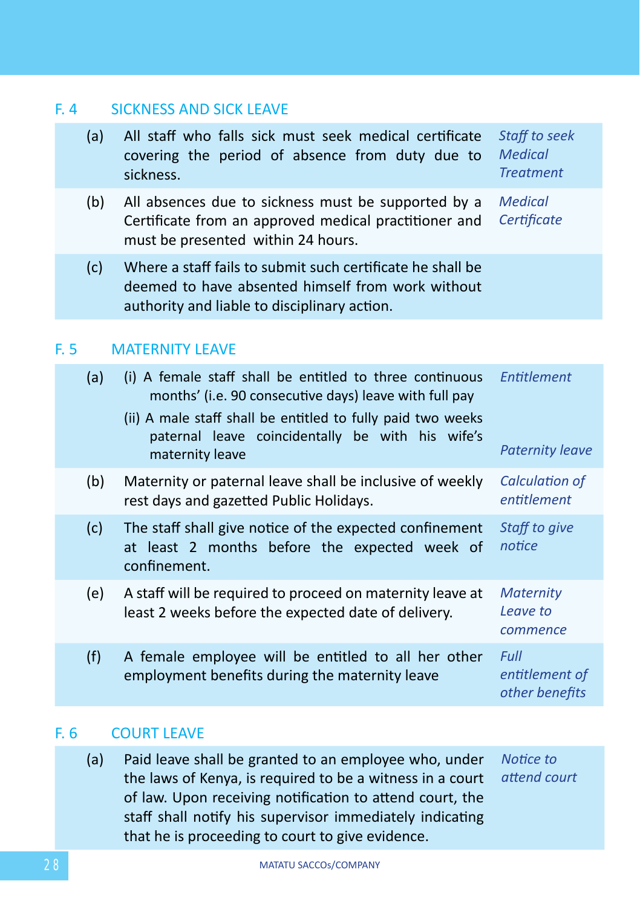## F. 4 SICKNESS AND SICK LEAVE

| | | |
|---|---|---|
| (a) | All staff who falls sick must seek medical certificate covering the period of absence from duty due to sickness. | *Staff to seek Medical Treatment* |
| (b) | All absences due to sickness must be supported by a Certificate from an approved medical practitioner and must be presented within 24 hours. | *Medical Certificate* |
| (c) | Where a staff fails to submit such certificate he shall be deemed to have absented himself from work without authority and liable to disciplinary action. | |

## F. 5 MATERNITY LEAVE

| | | |
|---|---|---|
| (a) | (i) A female staff shall be entitled to three continuous months' (i.e. 90 consecutive days) leave with full pay<br>(ii) A male staff shall be entitled to fully paid two weeks paternal leave coincidentally be with his wife's maternity leave | *Entitlement*<br><br>*Paternity leave* |
| (b) | Maternity or paternal leave shall be inclusive of weekly rest days and gazetted Public Holidays. | *Calculation of entitlement* |
| (c) | The staff shall give notice of the expected confinement at least 2 months before the expected week of confinement. | *Staff to give notice* |
| (e) | A staff will be required to proceed on maternity leave at least 2 weeks before the expected date of delivery. | *Maternity Leave to commence* |
| (f) | A female employee will be entitled to all her other employment benefits during the maternity leave | *Full entitlement of other benefits* |

## F. 6 COURT LEAVE

| | | |
|---|---|---|
| (a) | Paid leave shall be granted to an employee who, under the laws of Kenya, is required to be a witness in a court of law. Upon receiving notification to attend court, the staff shall notify his supervisor immediately indicating that he is proceeding to court to give evidence. | *Notice to attend court* |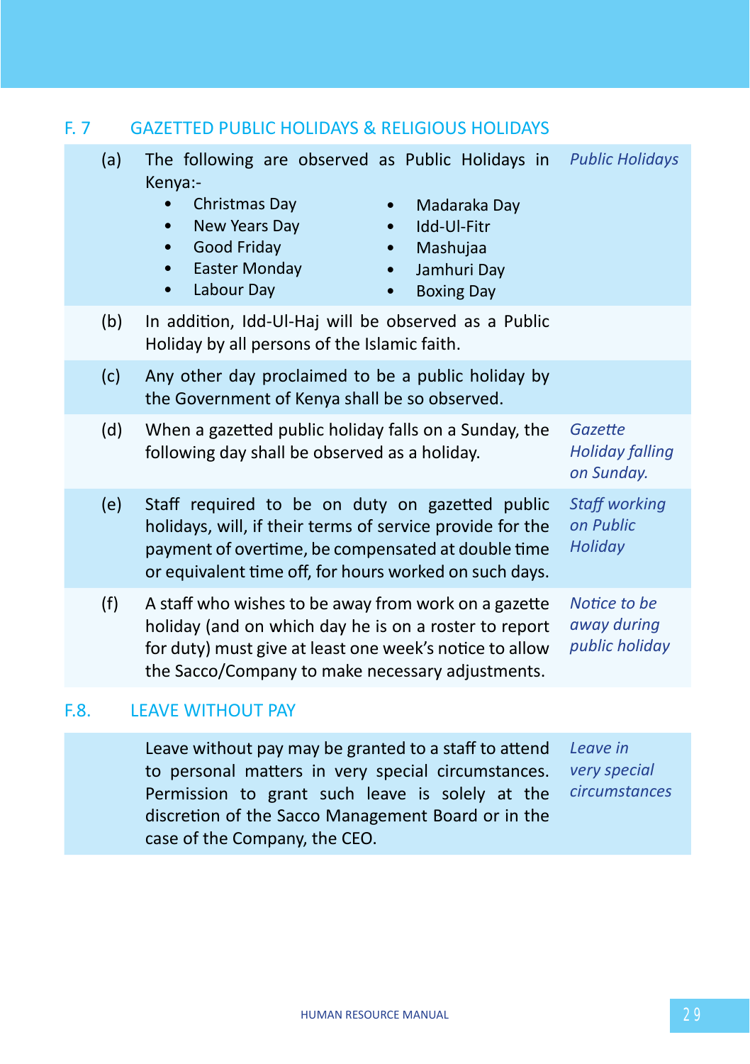## F. 7 GAZETTED PUBLIC HOLIDAYS & RELIGIOUS HOLIDAYS

(a) The following are observed as Public Holidays in Kenya:- *Public Holidays*

- Christmas Day
- New Years Day
- Good Friday
- Easter Monday
- Labour Day
- Madaraka Day
- Idd-Ul-Fitr
- Mashujaa
- Jamhuri Day
- Boxing Day

(b) In addition, Idd-Ul-Haj will be observed as a Public Holiday by all persons of the Islamic faith.

(c) Any other day proclaimed to be a public holiday by the Government of Kenya shall be so observed.

(d) When a gazetted public holiday falls on a Sunday, the following day shall be observed as a holiday. *Gazette Holiday falling on Sunday.*

(e) Staff required to be on duty on gazetted public holidays, will, if their terms of service provide for the payment of overtime, be compensated at double time or equivalent time off, for hours worked on such days. *Staff working on Public Holiday*

(f) A staff who wishes to be away from work on a gazette holiday (and on which day he is on a roster to report for duty) must give at least one week's notice to allow the Sacco/Company to make necessary adjustments. *Notice to be away during public holiday*

## F.8. LEAVE WITHOUT PAY

Leave without pay may be granted to a staff to attend to personal matters in very special circumstances. Permission to grant such leave is solely at the discretion of the Sacco Management Board or in the case of the Company, the CEO. *Leave in very special circumstances*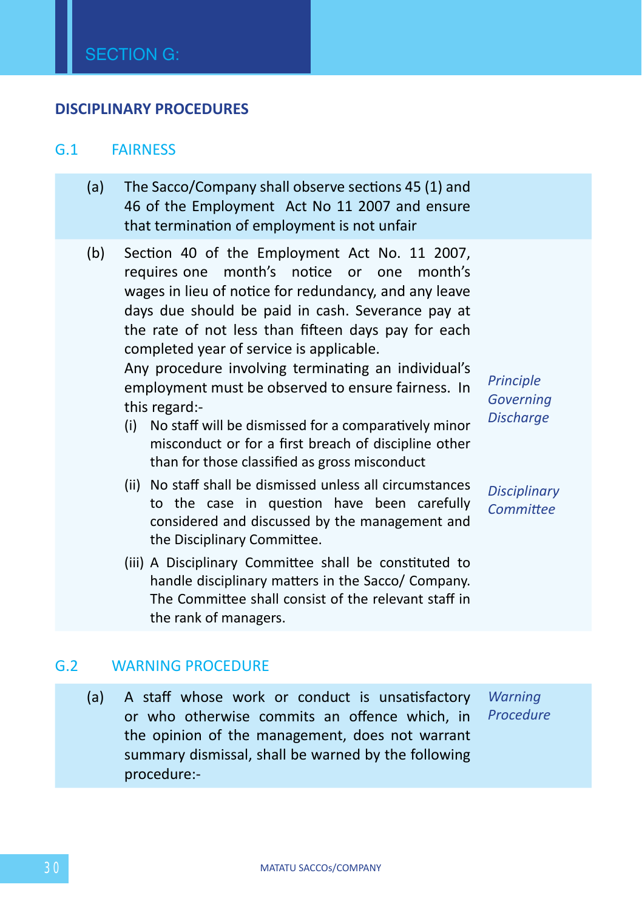SECTION G:

## DISCIPLINARY PROCEDURES

### G.1 FAIRNESS

(a) The Sacco/Company shall observe sections 45 (1) and 46 of the Employment Act No 11 2007 and ensure that termination of employment is not unfair

(b) Section 40 of the Employment Act No. 11 2007, requires one month's notice or one month's wages in lieu of notice for redundancy, and any leave days due should be paid in cash. Severance pay at the rate of not less than fifteen days pay for each completed year of service is applicable.

*Principle Governing Discharge*

Any procedure involving terminating an individual's employment must be observed to ensure fairness. In this regard:-

(i) No staff will be dismissed for a comparatively minor misconduct or for a first breach of discipline other than for those classified as gross misconduct

*Disciplinary Committee*

(ii) No staff shall be dismissed unless all circumstances to the case in question have been carefully considered and discussed by the management and the Disciplinary Committee.

(iii) A Disciplinary Committee shall be constituted to handle disciplinary matters in the Sacco/ Company. The Committee shall consist of the relevant staff in the rank of managers.

### G.2 WARNING PROCEDURE

*Warning Procedure*

(a) A staff whose work or conduct is unsatisfactory or who otherwise commits an offence which, in the opinion of the management, does not warrant summary dismissal, shall be warned by the following procedure:-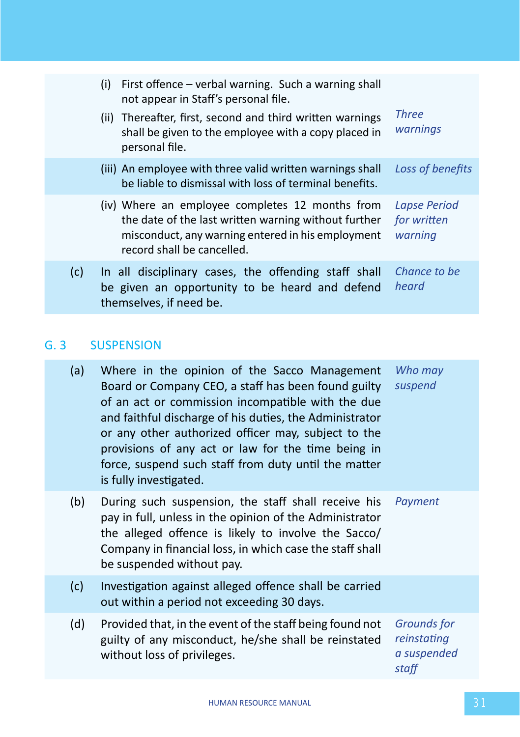(i) First offence – verbal warning. Such a warning shall not appear in Staff's personal file.

(ii) Thereafter, first, second and third written warnings shall be given to the employee with a copy placed in personal file. *Three warnings*

(iii) An employee with three valid written warnings shall be liable to dismissal with loss of terminal benefits. *Loss of benefits*

(iv) Where an employee completes 12 months from the date of the last written warning without further misconduct, any warning entered in his employment record shall be cancelled. *Lapse Period for written warning*

(c) In all disciplinary cases, the offending staff shall be given an opportunity to be heard and defend themselves, if need be. *Chance to be heard*

## G. 3 SUSPENSION

(a) Where in the opinion of the Sacco Management Board or Company CEO, a staff has been found guilty of an act or commission incompatible with the due and faithful discharge of his duties, the Administrator or any other authorized officer may, subject to the provisions of any act or law for the time being in force, suspend such staff from duty until the matter is fully investigated. *Who may suspend*

(b) During such suspension, the staff shall receive his pay in full, unless in the opinion of the Administrator the alleged offence is likely to involve the Sacco/ Company in financial loss, in which case the staff shall be suspended without pay. *Payment*

(c) Investigation against alleged offence shall be carried out within a period not exceeding 30 days.

(d) Provided that, in the event of the staff being found not guilty of any misconduct, he/she shall be reinstated without loss of privileges. *Grounds for reinstating a suspended staff*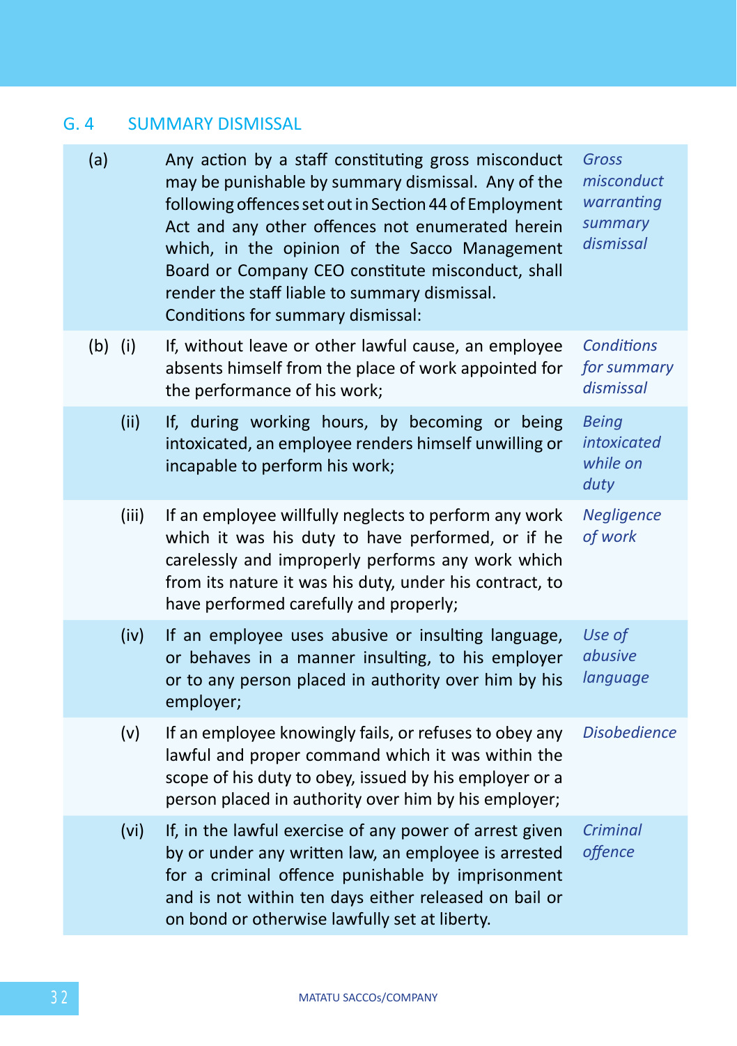## G. 4 SUMMARY DISMISSAL

| | | | |
|---|---|---|---|
| (a) | | Any action by a staff constituting gross misconduct may be punishable by summary dismissal. Any of the following offences set out in Section 44 of Employment Act and any other offences not enumerated herein which, in the opinion of the Sacco Management Board or Company CEO constitute misconduct, shall render the staff liable to summary dismissal.<br>Conditions for summary dismissal: | *Gross misconduct warranting summary dismissal* |
| (b) | (i) | If, without leave or other lawful cause, an employee absents himself from the place of work appointed for the performance of his work; | *Conditions for summary dismissal* |
| | (ii) | If, during working hours, by becoming or being intoxicated, an employee renders himself unwilling or incapable to perform his work; | *Being intoxicated while on duty* |
| | (iii) | If an employee willfully neglects to perform any work which it was his duty to have performed, or if he carelessly and improperly performs any work which from its nature it was his duty, under his contract, to have performed carefully and properly; | *Negligence of work* |
| | (iv) | If an employee uses abusive or insulting language, or behaves in a manner insulting, to his employer or to any person placed in authority over him by his employer; | *Use of abusive language* |
| | (v) | If an employee knowingly fails, or refuses to obey any lawful and proper command which it was within the scope of his duty to obey, issued by his employer or a person placed in authority over him by his employer; | *Disobedience* |
| | (vi) | If, in the lawful exercise of any power of arrest given by or under any written law, an employee is arrested for a criminal offence punishable by imprisonment and is not within ten days either released on bail or on bond or otherwise lawfully set at liberty. | *Criminal offence* |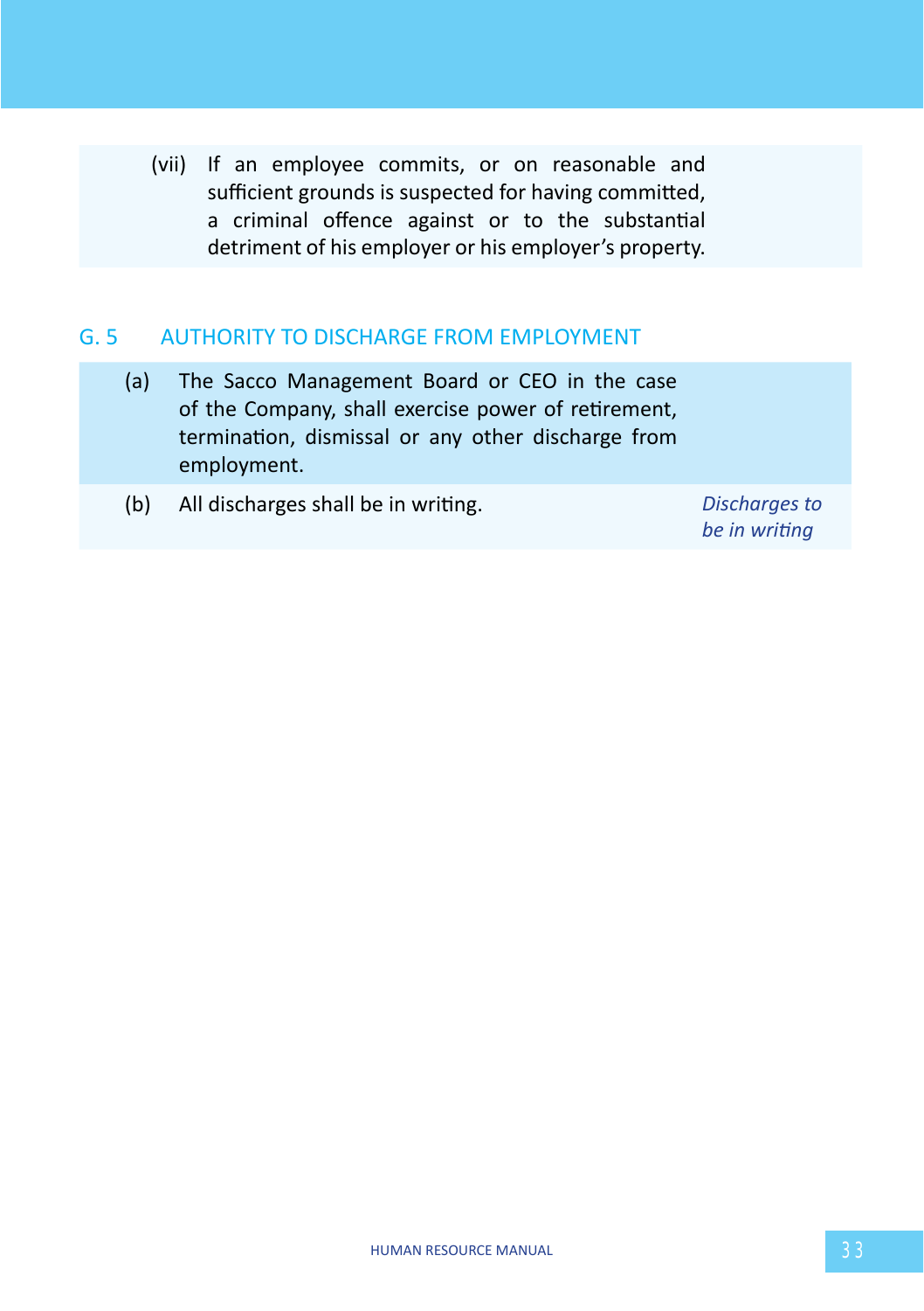(vii) If an employee commits, or on reasonable and sufficient grounds is suspected for having committed, a criminal offence against or to the substantial detriment of his employer or his employer's property.

## G. 5 AUTHORITY TO DISCHARGE FROM EMPLOYMENT

(a) The Sacco Management Board or CEO in the case of the Company, shall exercise power of retirement, termination, dismissal or any other discharge from employment.

(b) All discharges shall be in writing. *Discharges to be in writing*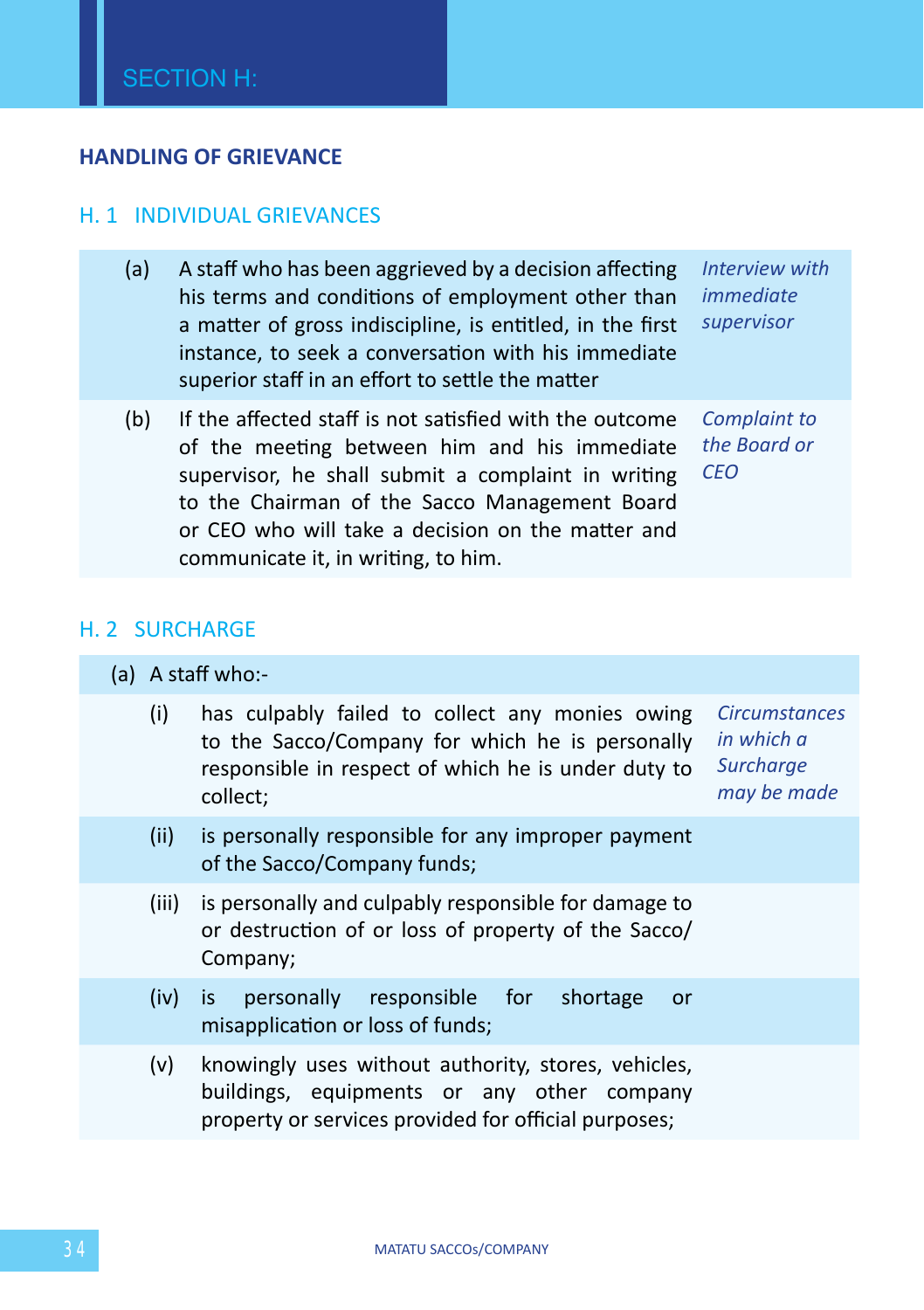# SECTION H:

## HANDLING OF GRIEVANCE

### H. 1 INDIVIDUAL GRIEVANCES

(a) A staff who has been aggrieved by a decision affecting his terms and conditions of employment other than a matter of gross indiscipline, is entitled, in the first instance, to seek a conversation with his immediate superior staff in an effort to settle the matter

*Interview with immediate supervisor*

(b) If the affected staff is not satisfied with the outcome of the meeting between him and his immediate supervisor, he shall submit a complaint in writing to the Chairman of the Sacco Management Board or CEO who will take a decision on the matter and communicate it, in writing, to him.

*Complaint to the Board or CEO*

### H. 2 SURCHARGE

(a) A staff who:-

*Circumstances in which a Surcharge may be made*

(i) has culpably failed to collect any monies owing to the Sacco/Company for which he is personally responsible in respect of which he is under duty to collect;

(ii) is personally responsible for any improper payment of the Sacco/Company funds;

(iii) is personally and culpably responsible for damage to or destruction of or loss of property of the Sacco/Company;

(iv) is personally responsible for shortage or misapplication or loss of funds;

(v) knowingly uses without authority, stores, vehicles, buildings, equipments or any other company property or services provided for official purposes;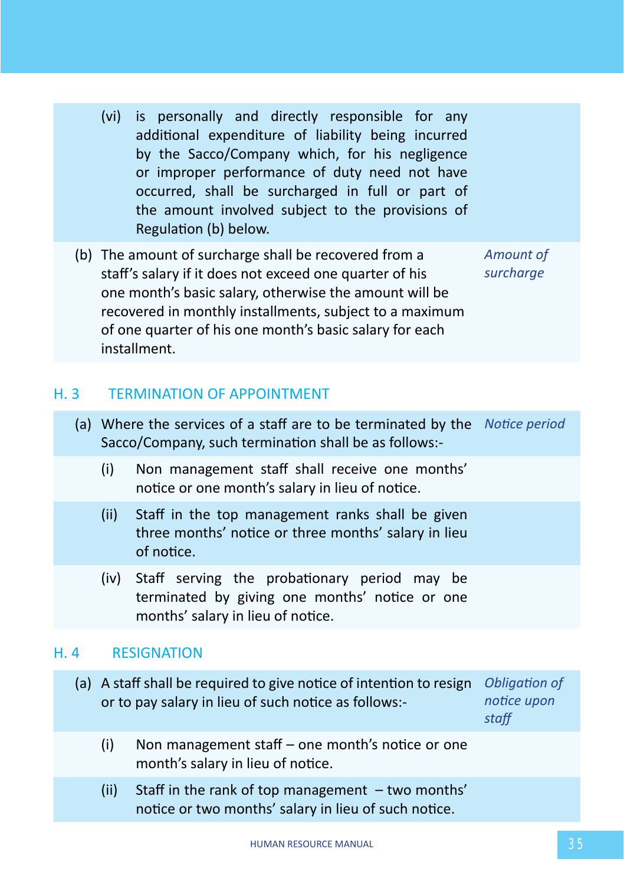(vi) is personally and directly responsible for any additional expenditure of liability being incurred by the Sacco/Company which, for his negligence or improper performance of duty need not have occurred, shall be surcharged in full or part of the amount involved subject to the provisions of Regulation (b) below.

(b) The amount of surcharge shall be recovered from a staff's salary if it does not exceed one quarter of his one month's basic salary, otherwise the amount will be recovered in monthly installments, subject to a maximum of one quarter of his one month's basic salary for each installment. *Amount of surcharge*

## H. 3 TERMINATION OF APPOINTMENT

(a) Where the services of a staff are to be terminated by the Sacco/Company, such termination shall be as follows:- *Notice period*

(i) Non management staff shall receive one months' notice or one month's salary in lieu of notice.

(ii) Staff in the top management ranks shall be given three months' notice or three months' salary in lieu of notice.

(iv) Staff serving the probationary period may be terminated by giving one months' notice or one months' salary in lieu of notice.

## H. 4 RESIGNATION

(a) A staff shall be required to give notice of intention to resign or to pay salary in lieu of such notice as follows:- *Obligation of notice upon staff*

(i) Non management staff – one month's notice or one month's salary in lieu of notice.

(ii) Staff in the rank of top management – two months' notice or two months' salary in lieu of such notice.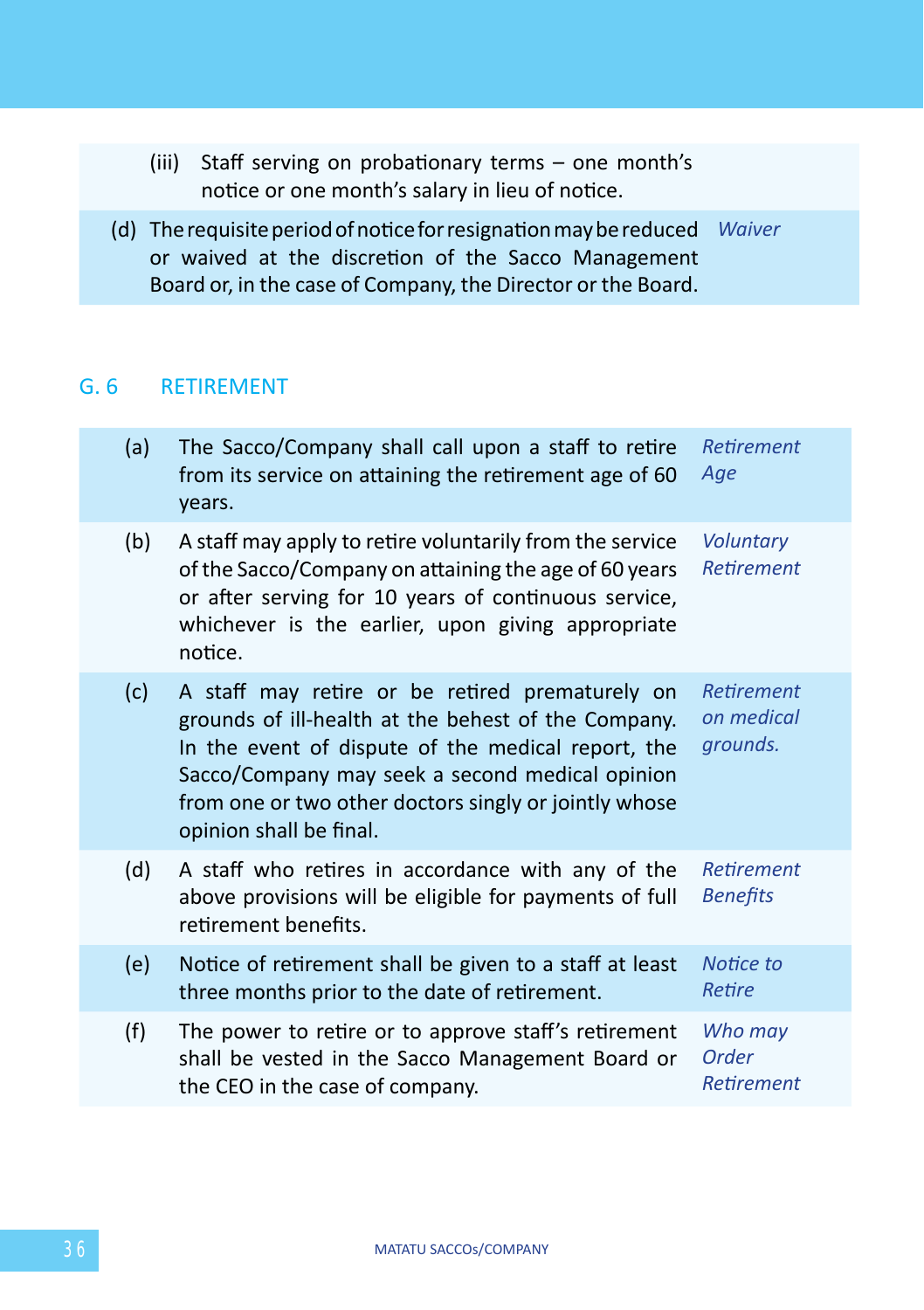(iii) Staff serving on probationary terms – one month's notice or one month's salary in lieu of notice.

(d) The requisite period of notice for resignation may be reduced or waived at the discretion of the Sacco Management Board or, in the case of Company, the Director or the Board. *Waiver*

## G. 6 RETIREMENT

| | | |
|---|---|---|
| (a) | The Sacco/Company shall call upon a staff to retire from its service on attaining the retirement age of 60 years. | *Retirement Age* |
| (b) | A staff may apply to retire voluntarily from the service of the Sacco/Company on attaining the age of 60 years or after serving for 10 years of continuous service, whichever is the earlier, upon giving appropriate notice. | *Voluntary Retirement* |
| (c) | A staff may retire or be retired prematurely on grounds of ill-health at the behest of the Company. In the event of dispute of the medical report, the Sacco/Company may seek a second medical opinion from one or two other doctors singly or jointly whose opinion shall be final. | *Retirement on medical grounds.* |
| (d) | A staff who retires in accordance with any of the above provisions will be eligible for payments of full retirement benefits. | *Retirement Benefits* |
| (e) | Notice of retirement shall be given to a staff at least three months prior to the date of retirement. | *Notice to Retire* |
| (f) | The power to retire or to approve staff's retirement shall be vested in the Sacco Management Board or the CEO in the case of company. | *Who may Order Retirement* |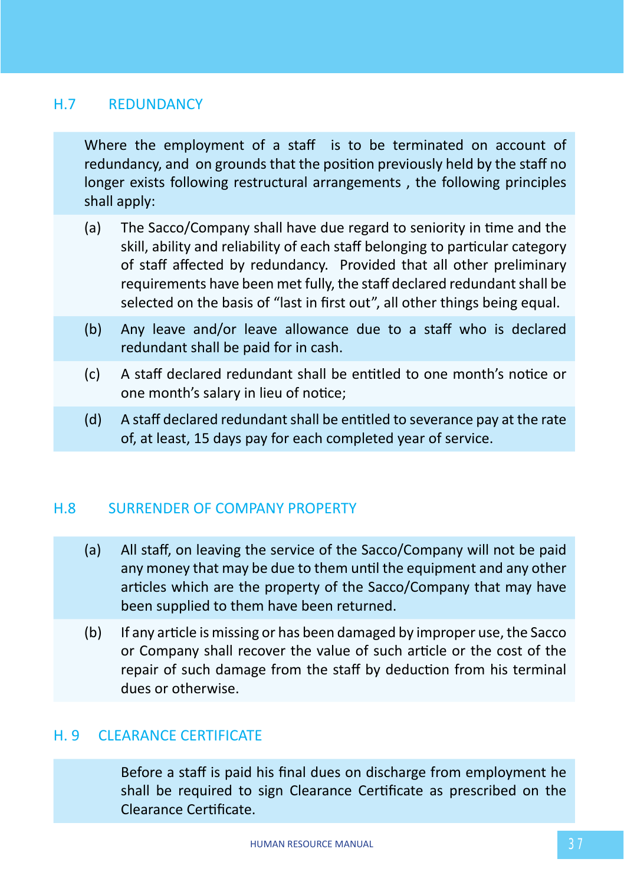## H.7 REDUNDANCY

Where the employment of a staff is to be terminated on account of redundancy, and on grounds that the position previously held by the staff no longer exists following restructural arrangements , the following principles shall apply:

(a) The Sacco/Company shall have due regard to seniority in time and the skill, ability and reliability of each staff belonging to particular category of staff affected by redundancy. Provided that all other preliminary requirements have been met fully, the staff declared redundant shall be selected on the basis of "last in first out", all other things being equal.

(b) Any leave and/or leave allowance due to a staff who is declared redundant shall be paid for in cash.

(c) A staff declared redundant shall be entitled to one month's notice or one month's salary in lieu of notice;

(d) A staff declared redundant shall be entitled to severance pay at the rate of, at least, 15 days pay for each completed year of service.

## H.8 SURRENDER OF COMPANY PROPERTY

(a) All staff, on leaving the service of the Sacco/Company will not be paid any money that may be due to them until the equipment and any other articles which are the property of the Sacco/Company that may have been supplied to them have been returned.

(b) If any article is missing or has been damaged by improper use, the Sacco or Company shall recover the value of such article or the cost of the repair of such damage from the staff by deduction from his terminal dues or otherwise.

## H. 9 CLEARANCE CERTIFICATE

Before a staff is paid his final dues on discharge from employment he shall be required to sign Clearance Certificate as prescribed on the Clearance Certificate.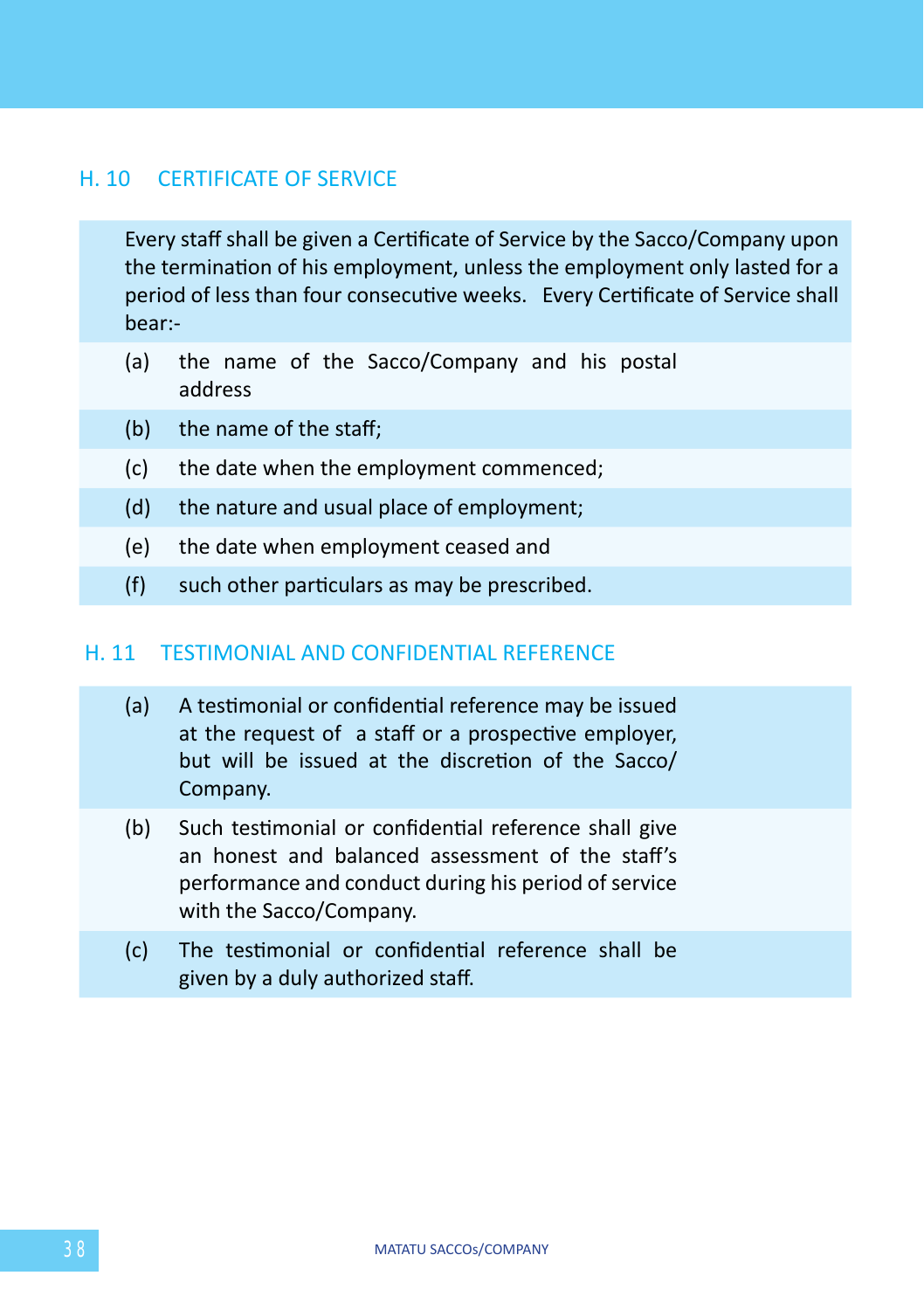## H. 10 CERTIFICATE OF SERVICE

Every staff shall be given a Certificate of Service by the Sacco/Company upon the termination of his employment, unless the employment only lasted for a period of less than four consecutive weeks. Every Certificate of Service shall bear:-

(a) the name of the Sacco/Company and his postal address

(b) the name of the staff;

(c) the date when the employment commenced;

(d) the nature and usual place of employment;

(e) the date when employment ceased and

(f) such other particulars as may be prescribed.

## H. 11 TESTIMONIAL AND CONFIDENTIAL REFERENCE

(a) A testimonial or confidential reference may be issued at the request of a staff or a prospective employer, but will be issued at the discretion of the Sacco/ Company.

(b) Such testimonial or confidential reference shall give an honest and balanced assessment of the staff's performance and conduct during his period of service with the Sacco/Company.

(c) The testimonial or confidential reference shall be given by a duly authorized staff.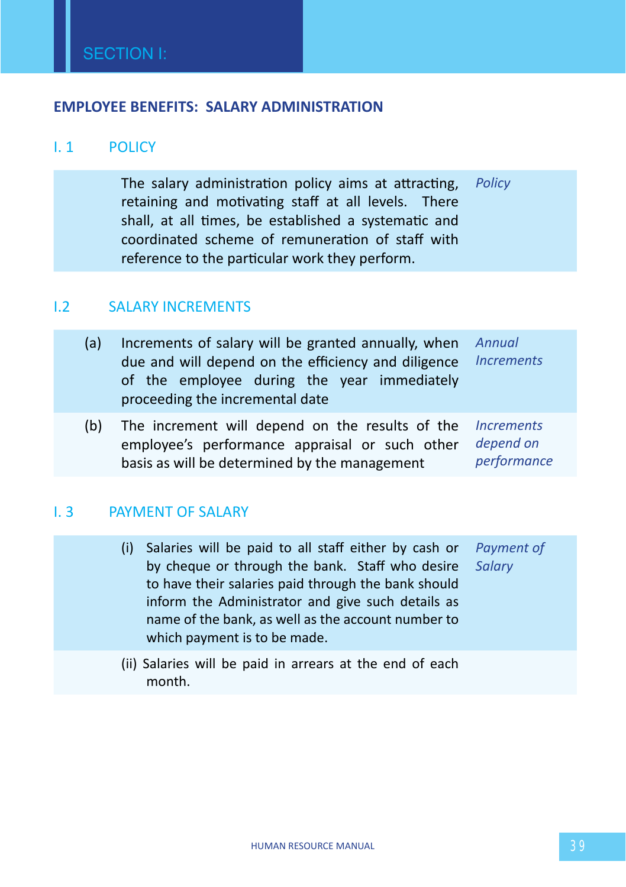# SECTION I:

## EMPLOYEE BENEFITS: SALARY ADMINISTRATION

### I. 1 POLICY

*Policy*

The salary administration policy aims at attracting, retaining and motivating staff at all levels. There shall, at all times, be established a systematic and coordinated scheme of remuneration of staff with reference to the particular work they perform.

### I.2 SALARY INCREMENTS

*Annual Increments*

(a) Increments of salary will be granted annually, when due and will depend on the efficiency and diligence of the employee during the year immediately proceeding the incremental date

*Increments depend on performance*

(b) The increment will depend on the results of the employee's performance appraisal or such other basis as will be determined by the management

### I. 3 PAYMENT OF SALARY

*Payment of Salary*

(i) Salaries will be paid to all staff either by cash or by cheque or through the bank. Staff who desire to have their salaries paid through the bank should inform the Administrator and give such details as name of the bank, as well as the account number to which payment is to be made.

(ii) Salaries will be paid in arrears at the end of each month.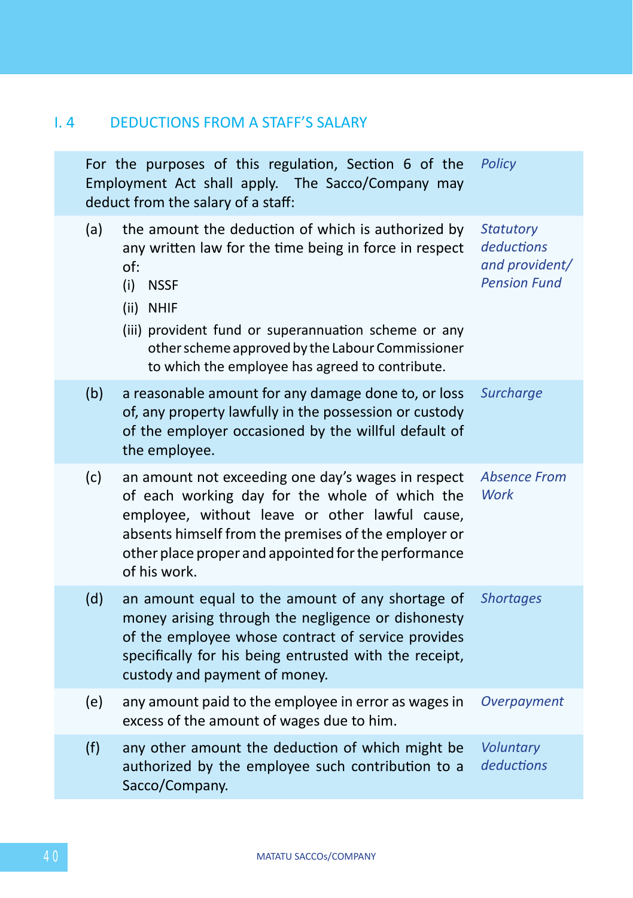## I. 4 DEDUCTIONS FROM A STAFF'S SALARY

| | |
|---|---|
| For the purposes of this regulation, Section 6 of the Employment Act shall apply. The Sacco/Company may deduct from the salary of a staff: | *Policy* |
| (a) the amount the deduction of which is authorized by any written law for the time being in force in respect of:<br>(i) NSSF<br>(ii) NHIF<br>(iii) provident fund or superannuation scheme or any other scheme approved by the Labour Commissioner to which the employee has agreed to contribute. | *Statutory deductions and provident/ Pension Fund* |
| (b) a reasonable amount for any damage done to, or loss of, any property lawfully in the possession or custody of the employer occasioned by the willful default of the employee. | *Surcharge* |
| (c) an amount not exceeding one day's wages in respect of each working day for the whole of which the employee, without leave or other lawful cause, absents himself from the premises of the employer or other place proper and appointed for the performance of his work. | *Absence From Work* |
| (d) an amount equal to the amount of any shortage of money arising through the negligence or dishonesty of the employee whose contract of service provides specifically for his being entrusted with the receipt, custody and payment of money. | *Shortages* |
| (e) any amount paid to the employee in error as wages in excess of the amount of wages due to him. | *Overpayment* |
| (f) any other amount the deduction of which might be authorized by the employee such contribution to a Sacco/Company. | *Voluntary deductions* |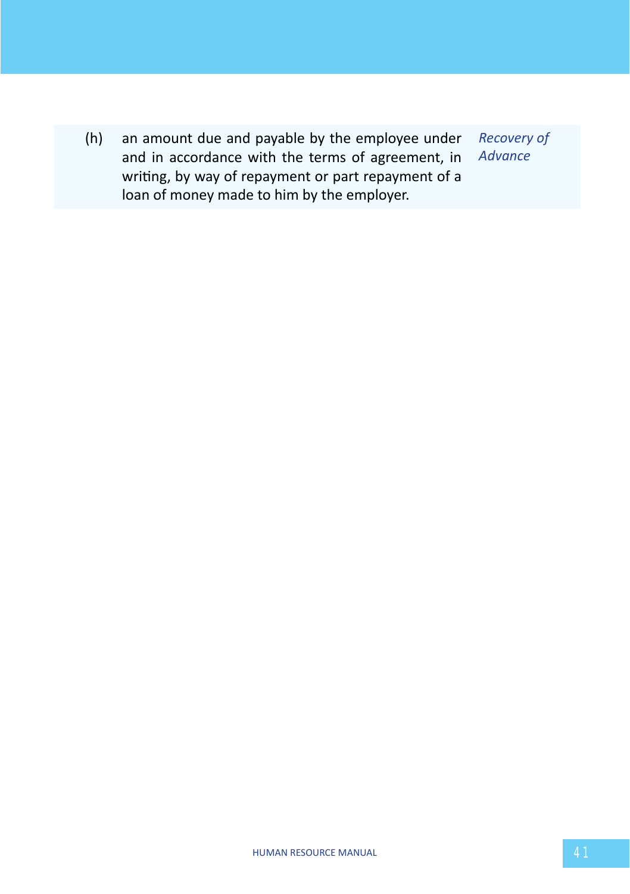(h) an amount due and payable by the employee under and in accordance with the terms of agreement, in writing, by way of repayment or part repayment of a loan of money made to him by the employer. *Recovery of Advance*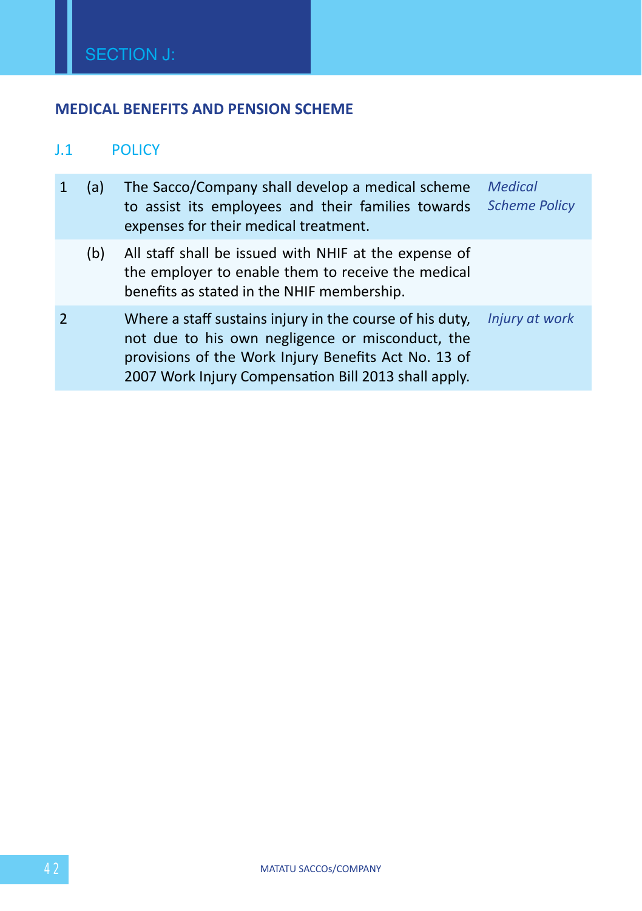# SECTION J:

## MEDICAL BENEFITS AND PENSION SCHEME

### J.1 POLICY

| | | | |
|---|---|---|---|
| 1 | (a) | The Sacco/Company shall develop a medical scheme to assist its employees and their families towards expenses for their medical treatment. | *Medical Scheme Policy* |
| | (b) | All staff shall be issued with NHIF at the expense of the employer to enable them to receive the medical benefits as stated in the NHIF membership. | |
| 2 | | Where a staff sustains injury in the course of his duty, not due to his own negligence or misconduct, the provisions of the Work Injury Benefits Act No. 13 of 2007 Work Injury Compensation Bill 2013 shall apply. | *Injury at work* |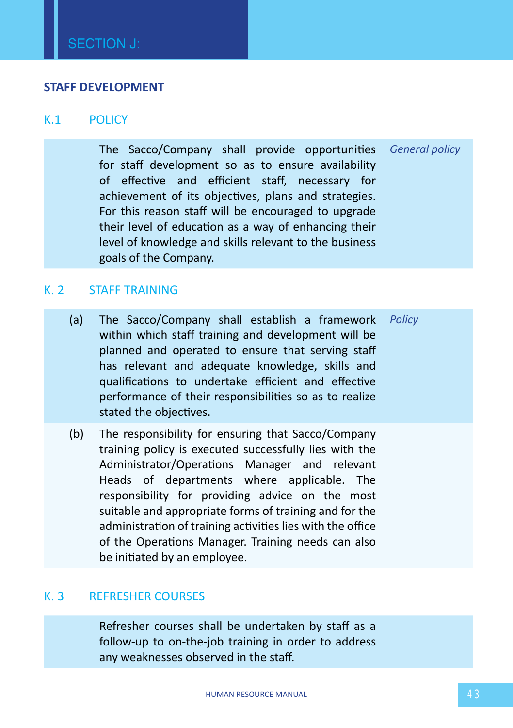# SECTION J:

## STAFF DEVELOPMENT

### K.1 POLICY

*General policy*

The Sacco/Company shall provide opportunities for staff development so as to ensure availability of effective and efficient staff, necessary for achievement of its objectives, plans and strategies. For this reason staff will be encouraged to upgrade their level of education as a way of enhancing their level of knowledge and skills relevant to the business goals of the Company.

### K. 2 STAFF TRAINING

*Policy*

(a) The Sacco/Company shall establish a framework within which staff training and development will be planned and operated to ensure that serving staff has relevant and adequate knowledge, skills and qualifications to undertake efficient and effective performance of their responsibilities so as to realize stated the objectives.

(b) The responsibility for ensuring that Sacco/Company training policy is executed successfully lies with the Administrator/Operations Manager and relevant Heads of departments where applicable. The responsibility for providing advice on the most suitable and appropriate forms of training and for the administration of training activities lies with the office of the Operations Manager. Training needs can also be initiated by an employee.

### K. 3 REFRESHER COURSES

Refresher courses shall be undertaken by staff as a follow-up to on-the-job training in order to address any weaknesses observed in the staff.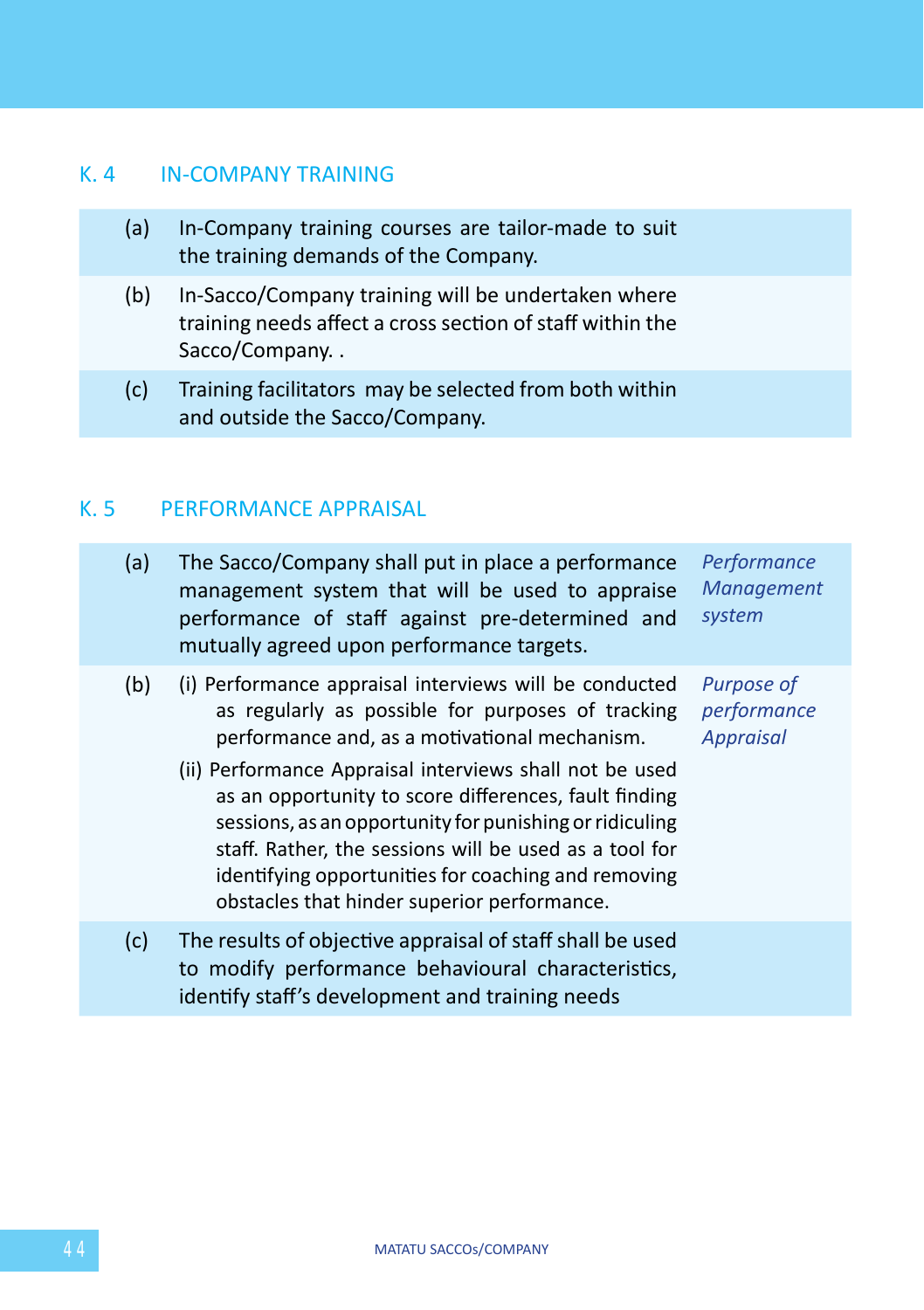## K. 4 IN-COMPANY TRAINING

(a) In-Company training courses are tailor-made to suit the training demands of the Company.

(b) In-Sacco/Company training will be undertaken where training needs affect a cross section of staff within the Sacco/Company. .

(c) Training facilitators may be selected from both within and outside the Sacco/Company.

## K. 5 PERFORMANCE APPRAISAL

(a) The Sacco/Company shall put in place a performance management system that will be used to appraise performance of staff against pre-determined and mutually agreed upon performance targets. *Performance Management system*

(b) *Purpose of performance Appraisal*

(i) Performance appraisal interviews will be conducted as regularly as possible for purposes of tracking performance and, as a motivational mechanism.

(ii) Performance Appraisal interviews shall not be used as an opportunity to score differences, fault finding sessions, as an opportunity for punishing or ridiculing staff. Rather, the sessions will be used as a tool for identifying opportunities for coaching and removing obstacles that hinder superior performance.

(c) The results of objective appraisal of staff shall be used to modify performance behavioural characteristics, identify staff's development and training needs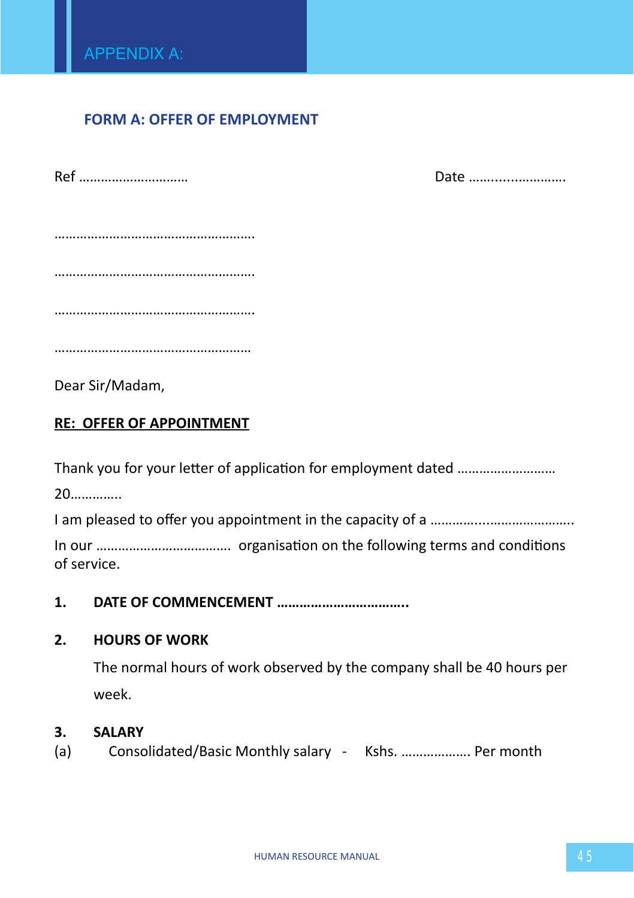# APPENDIX A:

## FORM A: OFFER OF EMPLOYMENT

Ref ………………………… Date ……......................

……………………………………………….

……………………………………………….

……………………………………………….

………………………………………………

Dear Sir/Madam,

**RE: OFFER OF APPOINTMENT**

Thank you for your letter of application for employment dated ……………………… 20………….

I am pleased to offer you appointment in the capacity of a …………...……………………..

In our ………………………………. organisation on the following terms and conditions of service.

**1. DATE OF COMMENCEMENT ……………………………..**

**2. HOURS OF WORK**

The normal hours of work observed by the company shall be 40 hours per week.

**3. SALARY**

(a) Consolidated/Basic Monthly salary - Kshs. ………………. Per month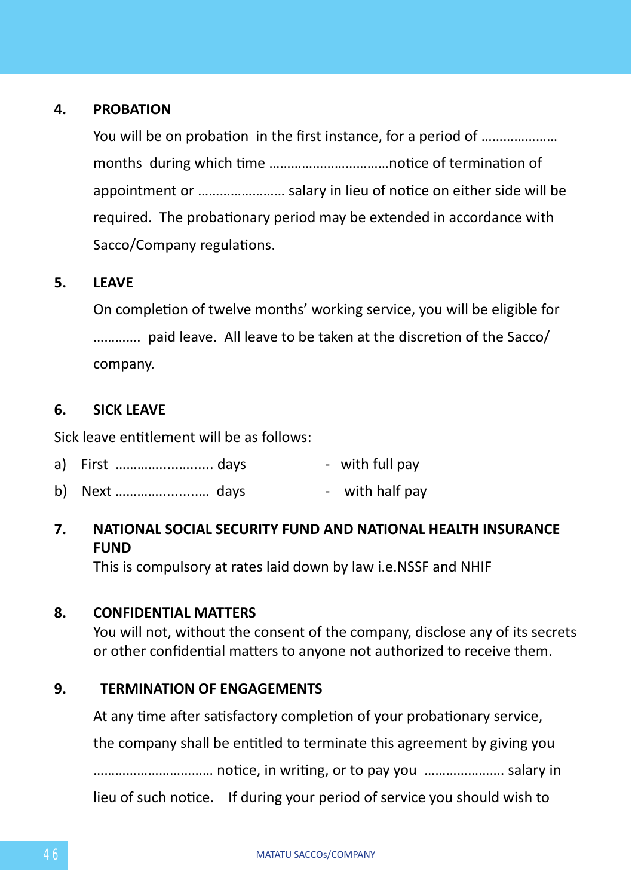**4. PROBATION**

You will be on probation in the first instance, for a period of ………………… months during which time ……………………………notice of termination of appointment or …………………… salary in lieu of notice on either side will be required. The probationary period may be extended in accordance with Sacco/Company regulations.

**5. LEAVE**

On completion of twelve months' working service, you will be eligible for ………… paid leave. All leave to be taken at the discretion of the Sacco/company.

**6. SICK LEAVE**

Sick leave entitlement will be as follows:

a) First …………............ days - with full pay

b) Next …………............ days - with half pay

**7. NATIONAL SOCIAL SECURITY FUND AND NATIONAL HEALTH INSURANCE FUND**

This is compulsory at rates laid down by law i.e.NSSF and NHIF

**8. CONFIDENTIAL MATTERS**

You will not, without the consent of the company, disclose any of its secrets or other confidential matters to anyone not authorized to receive them.

**9. TERMINATION OF ENGAGEMENTS**

At any time after satisfactory completion of your probationary service, the company shall be entitled to terminate this agreement by giving you …………………………… notice, in writing, or to pay you ………………….. salary in lieu of such notice. If during your period of service you should wish to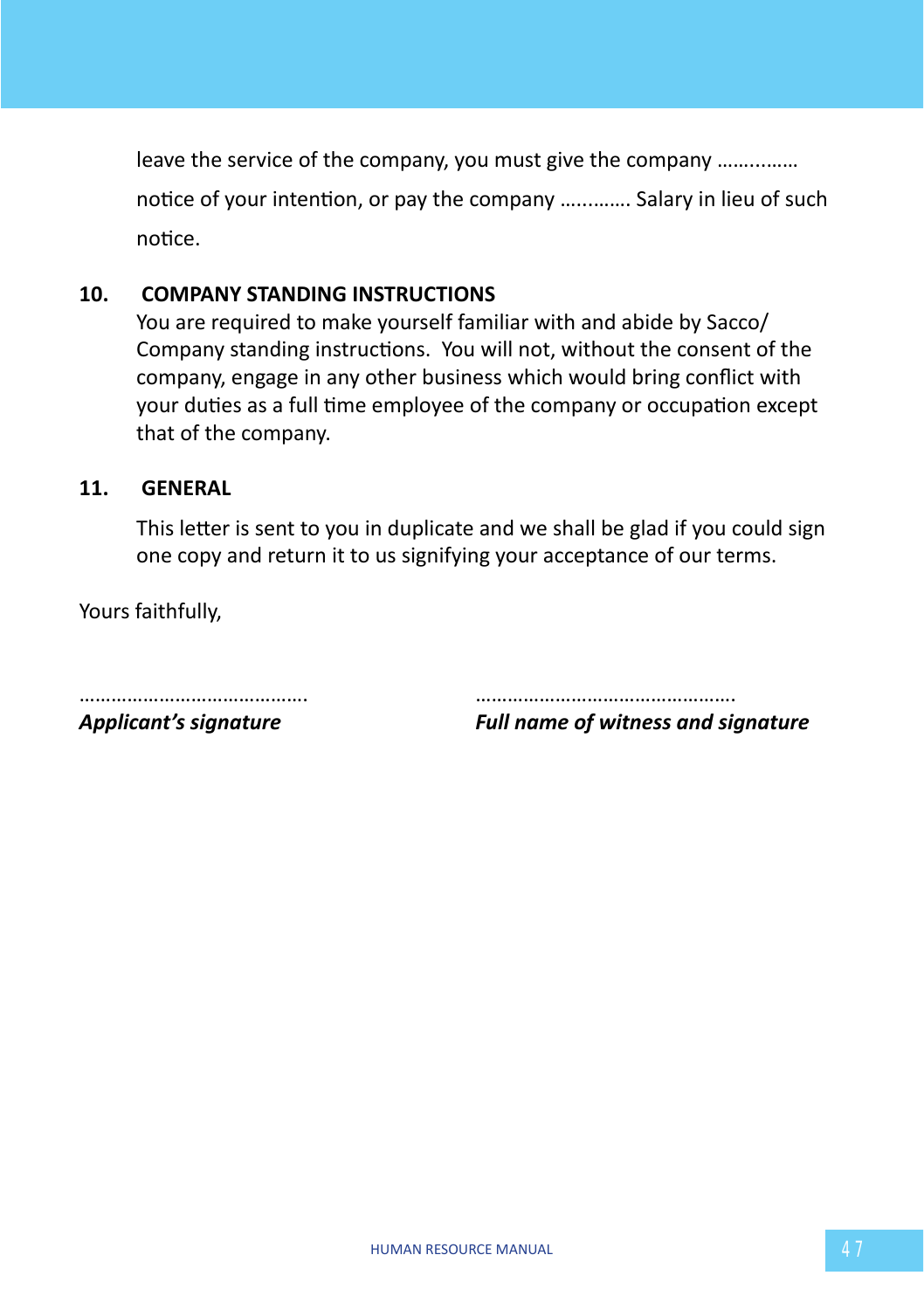leave the service of the company, you must give the company ……..…… notice of your intention, or pay the company …..……. Salary in lieu of such notice.

**10. COMPANY STANDING INSTRUCTIONS**

You are required to make yourself familiar with and abide by Sacco/ Company standing instructions. You will not, without the consent of the company, engage in any other business which would bring conflict with your duties as a full time employee of the company or occupation except that of the company.

**11. GENERAL**

This letter is sent to you in duplicate and we shall be glad if you could sign one copy and return it to us signifying your acceptance of our terms.

Yours faithfully,

…………………………………….
***Applicant's signature***

………………………………………….
***Full name of witness and signature***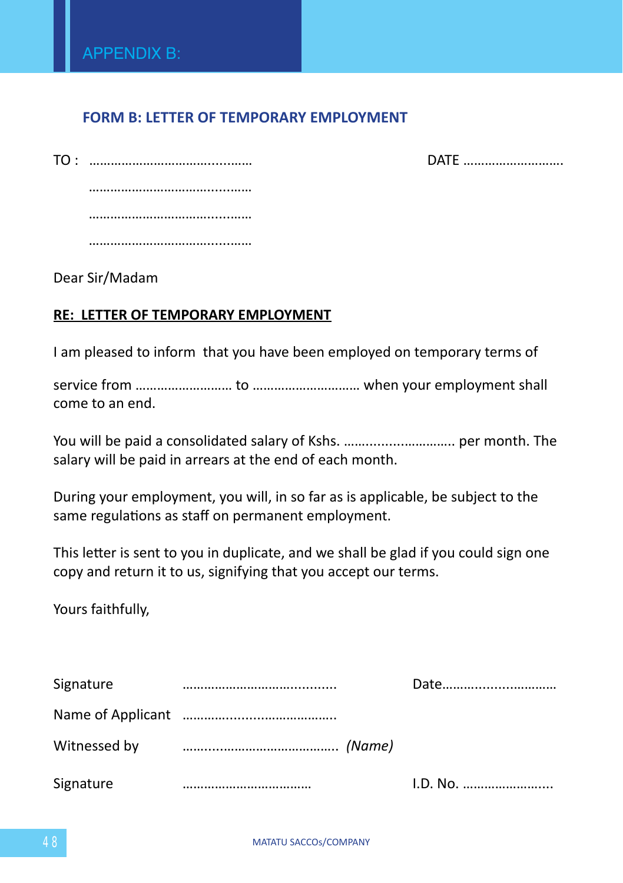# APPENDIX B:

## FORM B: LETTER OF TEMPORARY EMPLOYMENT

TO : ………………………………..........　　　　　　　　　　　　DATE ……………………….

………………………………..........

………………………………..........

………………………………..........

Dear Sir/Madam

**RE: LETTER OF TEMPORARY EMPLOYMENT**

I am pleased to inform that you have been employed on temporary terms of

service from ……………………… to ……………………….. when your employment shall come to an end.

You will be paid a consolidated salary of Kshs. ………………………… per month. The salary will be paid in arrears at the end of each month.

During your employment, you will, in so far as is applicable, be subject to the same regulations as staff on permanent employment.

This letter is sent to you in duplicate, and we shall be glad if you could sign one copy and return it to us, signifying that you accept our terms.

Yours faithfully,

Signature　　　　　………………………………...... 　　　　Date…………………………

Name of Applicant　………………………………......

Witnessed by　　　………………………………...... *(Name)*

Signature　　　　　……………………………… 　　　　I.D. No. ……………………..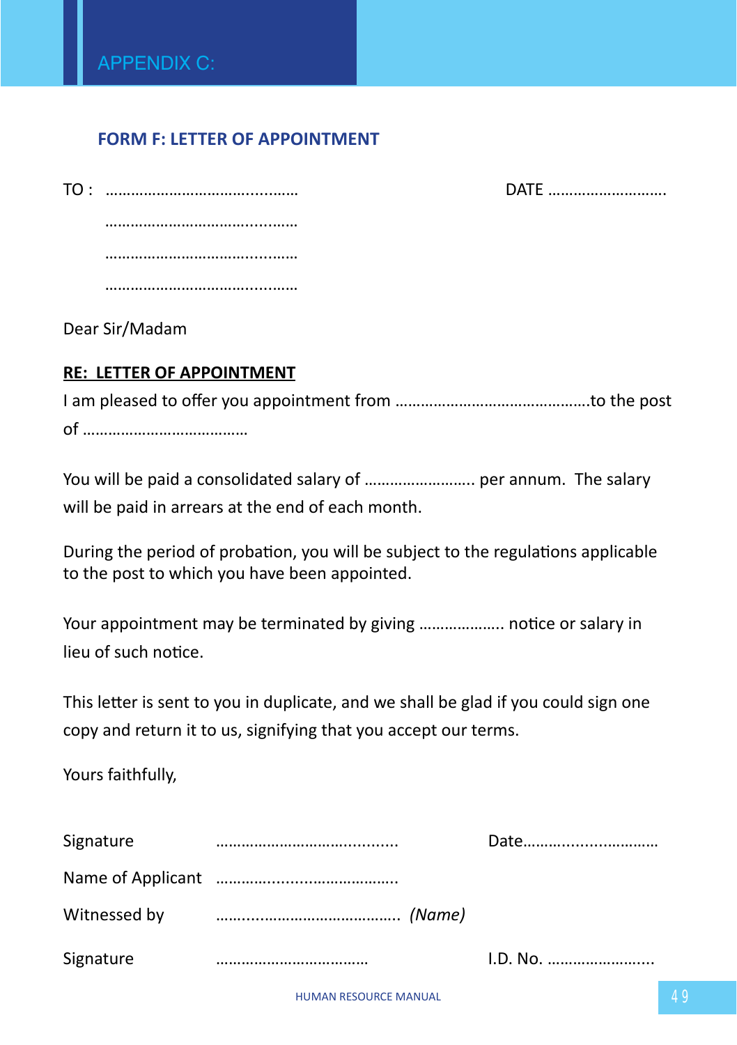# APPENDIX C:

## FORM F: LETTER OF APPOINTMENT

TO : ……………………………..........

……………………………..........

……………………………..........

……………………………..........

DATE ……………………….

Dear Sir/Madam

**<u>RE: LETTER OF APPOINTMENT</u>**

I am pleased to offer you appointment from ………………………………………to the post of …………………………………

You will be paid a consolidated salary of …………………….. per annum. The salary will be paid in arrears at the end of each month.

During the period of probation, you will be subject to the regulations applicable to the post to which you have been appointed.

Your appointment may be terminated by giving ………………. notice or salary in lieu of such notice.

This letter is sent to you in duplicate, and we shall be glad if you could sign one copy and return it to us, signifying that you accept our terms.

Yours faithfully,

Signature ……………………….............   Date…………......................

Name of Applicant ………..............................

Witnessed by …........................................ *(Name)*

Signature ………………………………   I.D. No. …………………....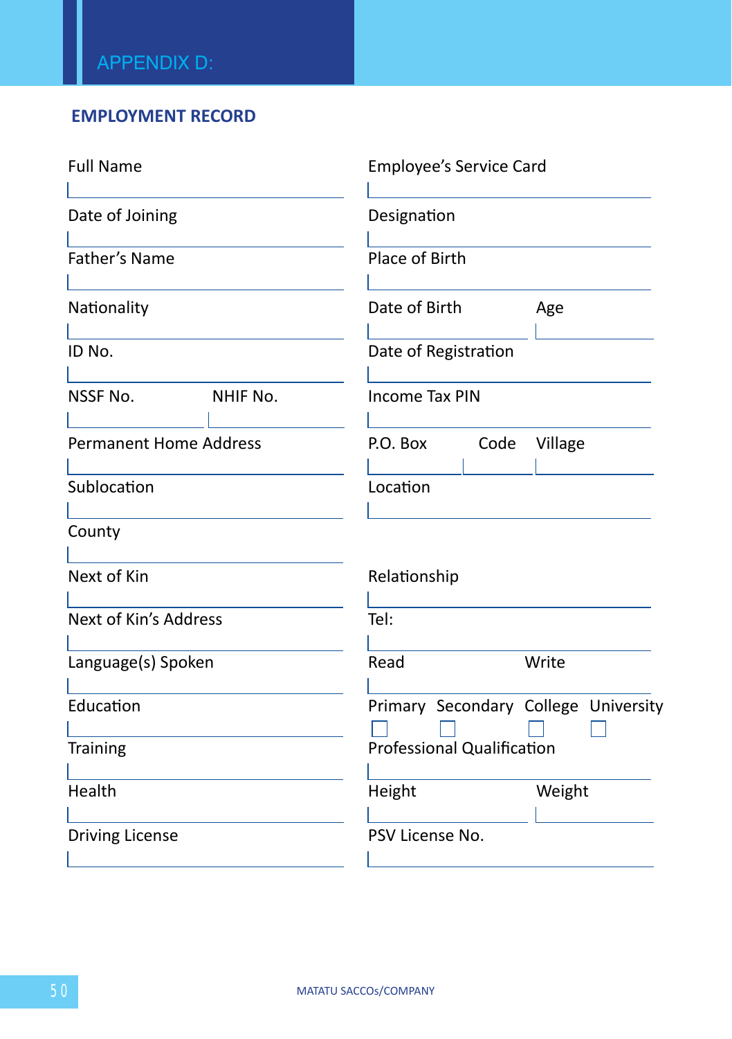# APPENDIX D:

## EMPLOYMENT RECORD

| | |
|---|---|
| Full Name | Employee's Service Card |
| Date of Joining | Designation |
| Father's Name | Place of Birth |
| Nationality | Date of Birth / Age |
| ID No. | Date of Registration |
| NSSF No. / NHIF No. | Income Tax PIN |
| Permanent Home Address | P.O. Box / Code / Village |
| Sublocation | Location |
| County | |
| Next of Kin | Relationship |
| Next of Kin's Address | Tel: |
| Language(s) Spoken | Read / Write |
| Education | Primary ☐ Secondary ☐ College ☐ University ☐ |
| Training | Professional Qualification |
| Health | Height / Weight |
| Driving License | PSV License No. |

MATATU SACCOs/COMPANY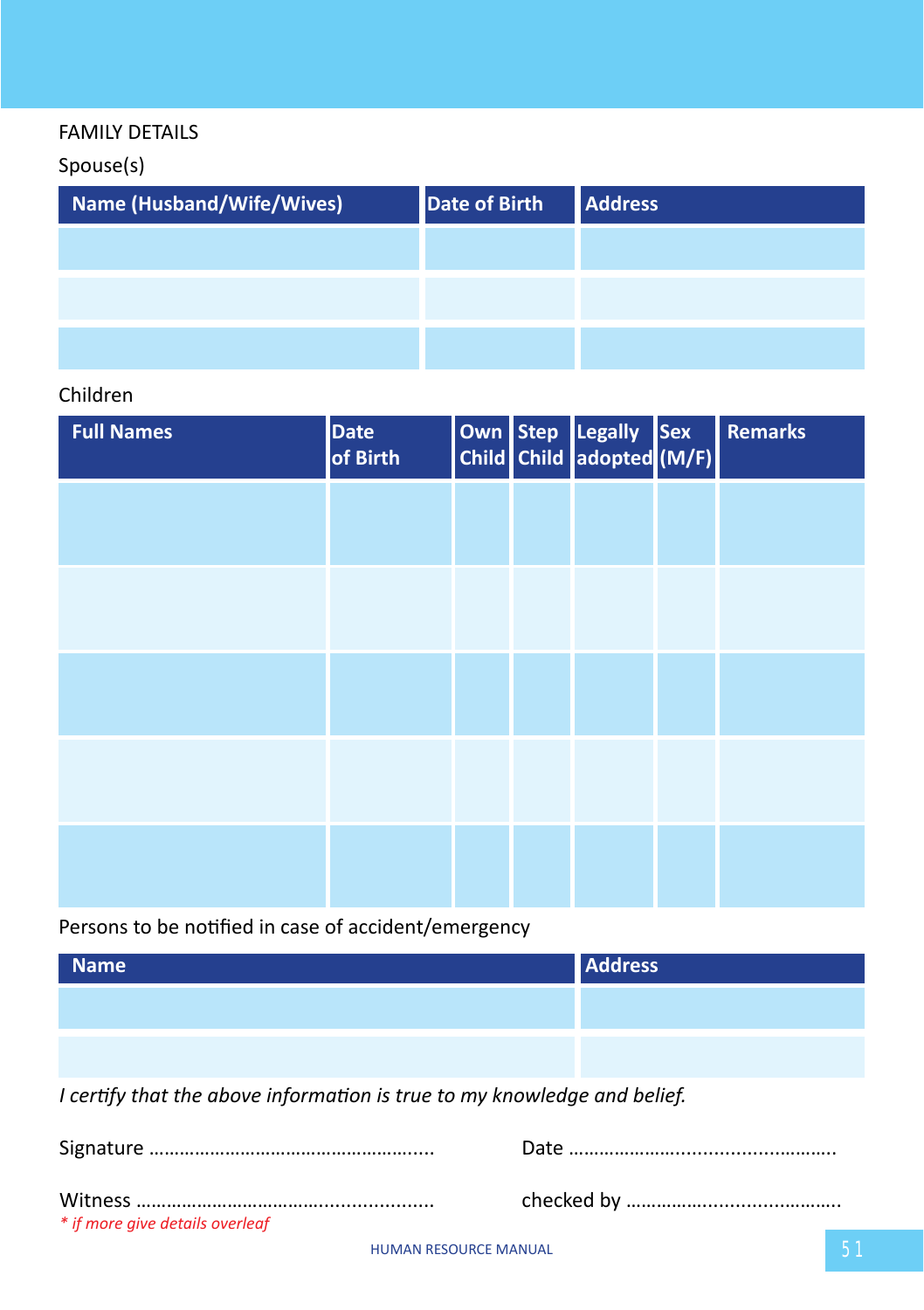FAMILY DETAILS

Spouse(s)

| Name (Husband/Wife/Wives) | Date of Birth | Address |
|---|---|---|
| | | |
| | | |
| | | |

Children

| Full Names | Date of Birth | Own Child | Step Child | Legally adopted | Sex (M/F) | Remarks |
|---|---|---|---|---|---|---|
| | | | | | | |
| | | | | | | |
| | | | | | | |
| | | | | | | |
| | | | | | | |

Persons to be notified in case of accident/emergency

| Name | Address |
|---|---|
| | |
| | |

*I certify that the above information is true to my knowledge and belief.*

Signature ........................................................ Date ......................................................

Witness ........................................................ checked by ..........................................

*\* if more give details overleaf*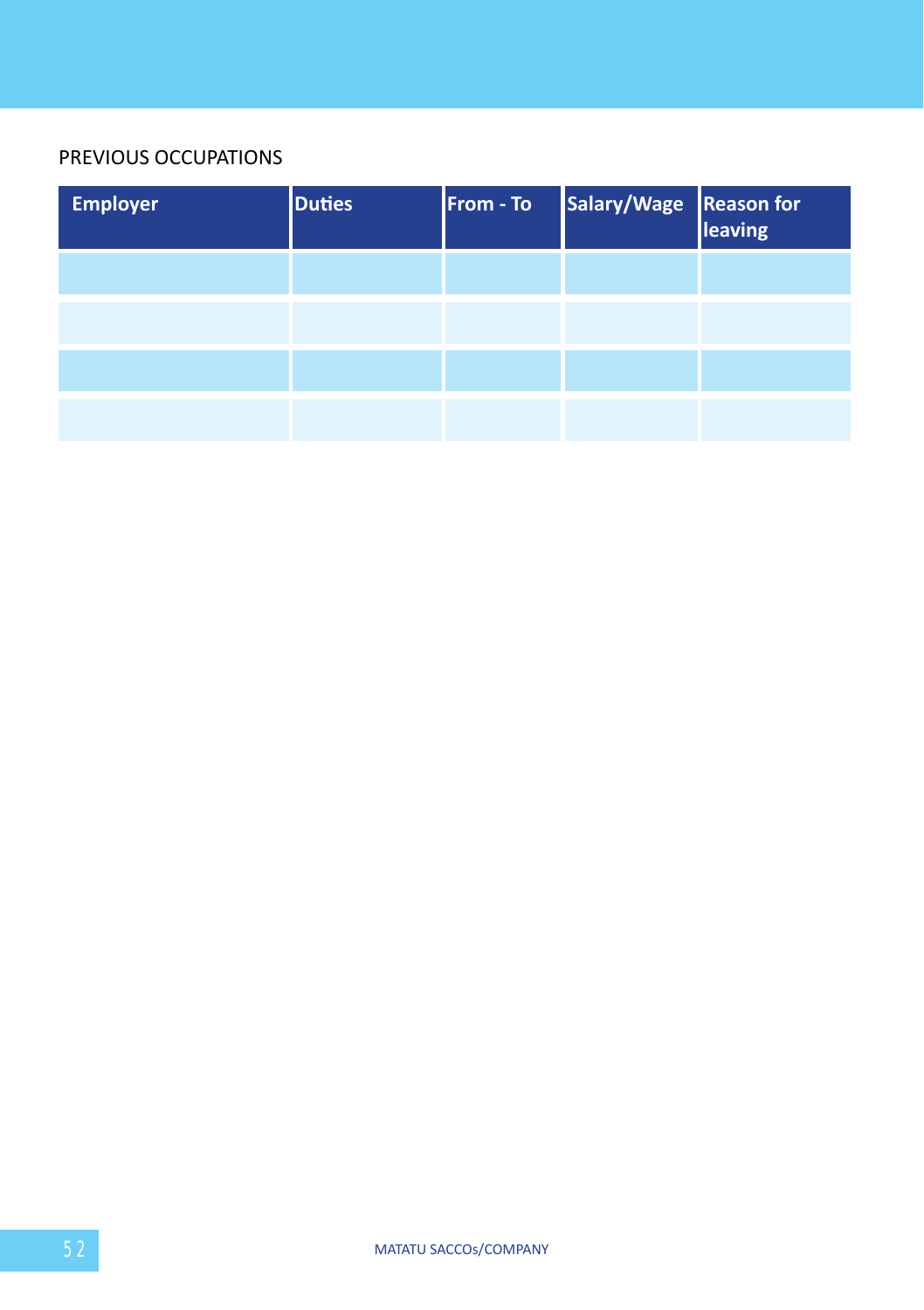PREVIOUS OCCUPATIONS

| Employer | Duties | From - To | Salary/Wage | Reason for leaving |
|---|---|---|---|---|
| | | | | |
| | | | | |
| | | | | |
| | | | | |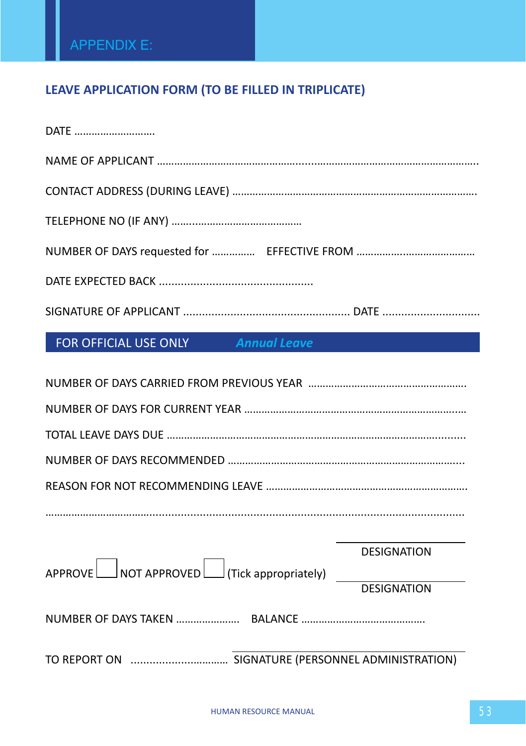# APPENDIX E:

## LEAVE APPLICATION FORM (TO BE FILLED IN TRIPLICATE)

DATE ……………………….

NAME OF APPLICANT ………………………………………….………………………………………………….

CONTACT ADDRESS (DURING LEAVE) ………………………………………………………………………….

TELEPHONE NO (IF ANY) ………………………………………

NUMBER OF DAYS requested for …………… EFFECTIVE FROM ……………………………………

DATE EXPECTED BACK ................................................

SIGNATURE OF APPLICANT .................................................... DATE ...............................

**FOR OFFICIAL USE ONLY** ***Annual Leave***

NUMBER OF DAYS CARRIED FROM PREVIOUS YEAR ……………………………………………….

NUMBER OF DAYS FOR CURRENT YEAR …………………………………………………………………

TOTAL LEAVE DAYS DUE ……………………………………………………………………………………......

NUMBER OF DAYS RECOMMENDED ……………………………………………………………………....

REASON FOR NOT RECOMMENDING LEAVE ……………………………………………………………

………………………………………………………………………………………………………………………

APPROVE ☐ NOT APPROVED ☐ (Tick appropriately)

\_\_\_\_\_\_\_\_\_\_\_\_\_\_\_\_\_\_\_\_
DESIGNATION

\_\_\_\_\_\_\_\_\_\_\_\_\_\_\_\_\_\_\_\_
DESIGNATION

NUMBER OF DAYS TAKEN …………………. BALANCE …………………………………….

TO REPORT ON …………………………… \_\_\_\_\_\_\_\_\_\_\_\_\_\_\_\_\_\_\_\_
SIGNATURE (PERSONNEL ADMINISTRATION)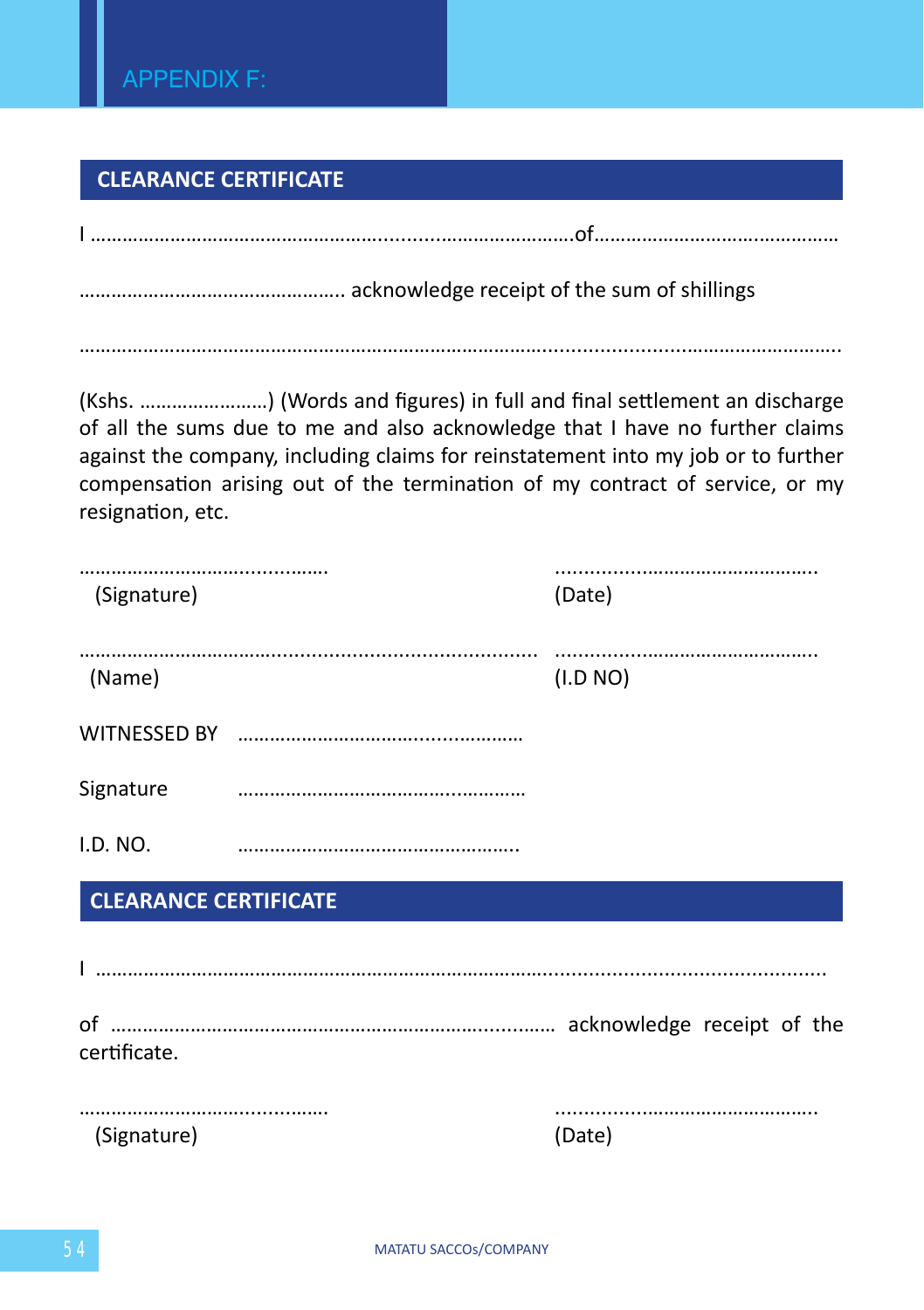# APPENDIX F:

## CLEARANCE CERTIFICATE

I ………………………………………………………………………………….of………………………………………

…………………………………………. acknowledge receipt of the sum of shillings

……………………………………………………………………………………………………………………….

(Kshs. ……………………) (Words and figures) in full and final settlement an discharge of all the sums due to me and also acknowledge that I have no further claims against the company, including claims for reinstatement into my job or to further compensation arising out of the termination of my contract of service, or my resignation, etc.

……………………………………… (Signature) ………………………………………… (Date)

………………………………………………………………… (Name) ………………………………………… (I.D NO)

WITNESSED BY ……………………………………………

Signature ……………………………………………

I.D. NO. ……………………………………………

## CLEARANCE CERTIFICATE

I ……………………………………………………………………………………………………………………

of ……………………………………………………………………… acknowledge receipt of the certificate.

……………………………………… (Signature) ………………………………………… (Date)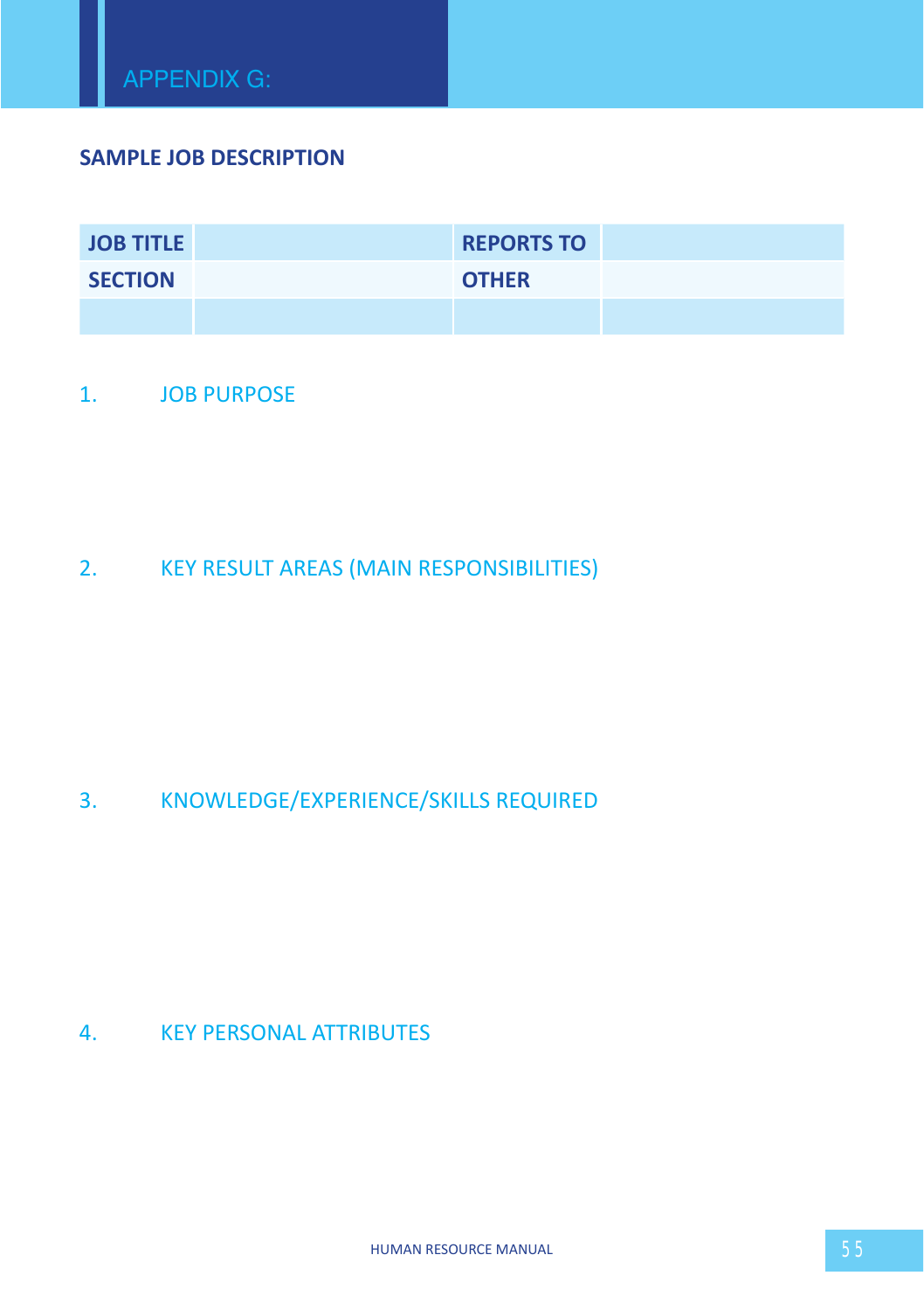# APPENDIX G:

## SAMPLE JOB DESCRIPTION

| | | | |
|---|---|---|---|
| **JOB TITLE** | | **REPORTS TO** | |
| **SECTION** | | **OTHER** | |
| | | | |

1. JOB PURPOSE

2. KEY RESULT AREAS (MAIN RESPONSIBILITIES)

3. KNOWLEDGE/EXPERIENCE/SKILLS REQUIRED

4. KEY PERSONAL ATTRIBUTES